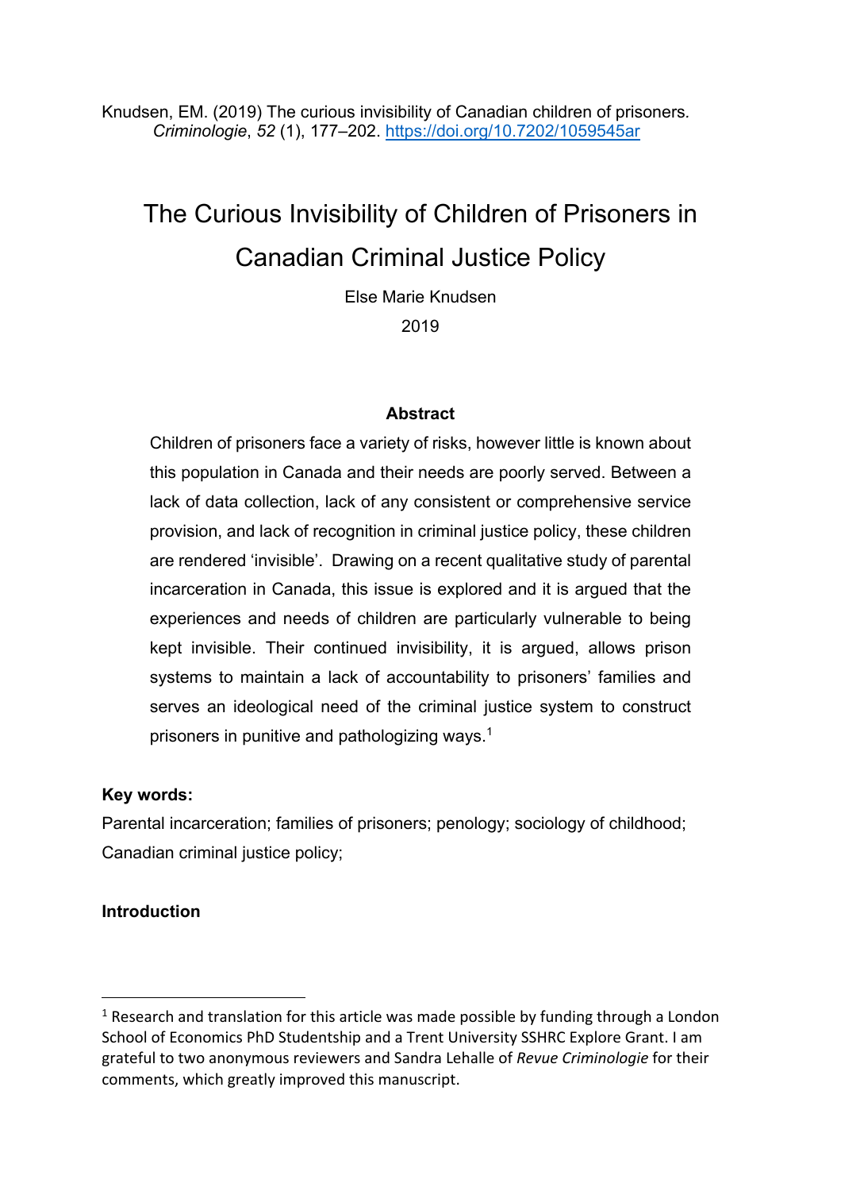Knudsen, EM. (2019) The curious invisibility of Canadian children of prisoners. *Criminologie*, *52* (1), 177–202. https://doi.org/10.7202/1059545ar

# The Curious Invisibility of Children of Prisoners in Canadian Criminal Justice Policy

Else Marie Knudsen

2019

**Abstract**

Children of prisoners face a variety of risks, however little is known about this population in Canada and their needs are poorly served. Between a lack of data collection, lack of any consistent or comprehensive service provision, and lack of recognition in criminal justice policy, these children are rendered 'invisible'. Drawing on a recent qualitative study of parental incarceration in Canada, this issue is explored and it is argued that the experiences and needs of children are particularly vulnerable to being kept invisible. Their continued invisibility, it is argued, allows prison systems to maintain a lack of accountability to prisoners' families and serves an ideological need of the criminal justice system to construct prisoners in punitive and pathologizing ways.[1]

**Key words:**

Parental incarceration; families of prisoners; penology; sociology of childhood; Canadian criminal justice policy;

## Introduction

[1] Research and translation for this article was made possible by funding through a London School of Economics PhD Studentship and a Trent University SSHRC Explore Grant. I am grateful to two anonymous reviewers and Sandra Lehalle of *Revue Criminologie* for their comments, which greatly improved this manuscript.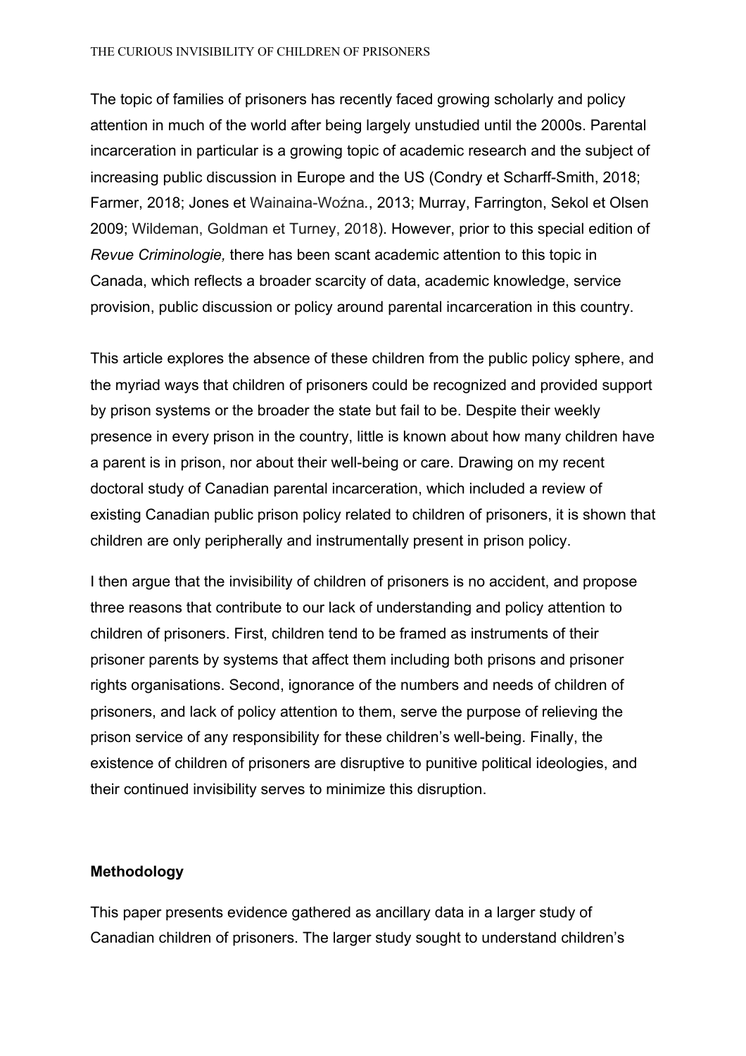The topic of families of prisoners has recently faced growing scholarly and policy attention in much of the world after being largely unstudied until the 2000s. Parental incarceration in particular is a growing topic of academic research and the subject of increasing public discussion in Europe and the US (Condry et Scharff-Smith, 2018; Farmer, 2018; Jones et Wainaina-Woźna., 2013; Murray, Farrington, Sekol et Olsen 2009; Wildeman, Goldman et Turney, 2018). However, prior to this special edition of *Revue Criminologie,* there has been scant academic attention to this topic in Canada, which reflects a broader scarcity of data, academic knowledge, service provision, public discussion or policy around parental incarceration in this country.

This article explores the absence of these children from the public policy sphere, and the myriad ways that children of prisoners could be recognized and provided support by prison systems or the broader the state but fail to be. Despite their weekly presence in every prison in the country, little is known about how many children have a parent is in prison, nor about their well-being or care. Drawing on my recent doctoral study of Canadian parental incarceration, which included a review of existing Canadian public prison policy related to children of prisoners, it is shown that children are only peripherally and instrumentally present in prison policy.

I then argue that the invisibility of children of prisoners is no accident, and propose three reasons that contribute to our lack of understanding and policy attention to children of prisoners. First, children tend to be framed as instruments of their prisoner parents by systems that affect them including both prisons and prisoner rights organisations. Second, ignorance of the numbers and needs of children of prisoners, and lack of policy attention to them, serve the purpose of relieving the prison service of any responsibility for these children's well-being. Finally, the existence of children of prisoners are disruptive to punitive political ideologies, and their continued invisibility serves to minimize this disruption.

**Methodology**

This paper presents evidence gathered as ancillary data in a larger study of Canadian children of prisoners. The larger study sought to understand children's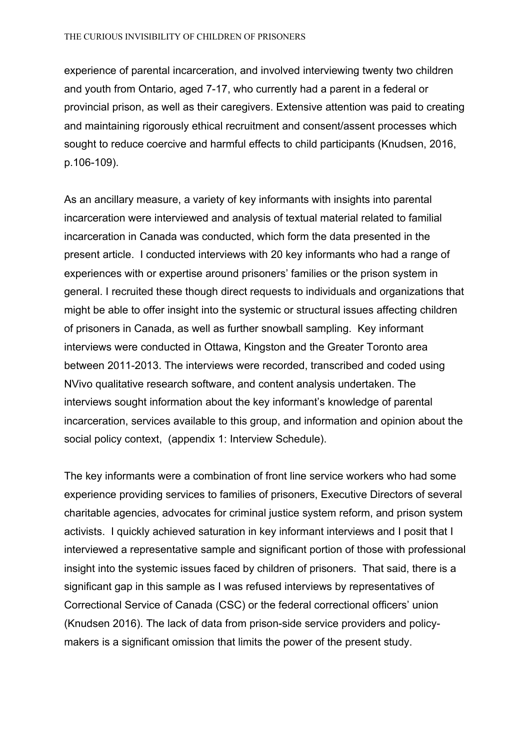experience of parental incarceration, and involved interviewing twenty two children and youth from Ontario, aged 7-17, who currently had a parent in a federal or provincial prison, as well as their caregivers. Extensive attention was paid to creating and maintaining rigorously ethical recruitment and consent/assent processes which sought to reduce coercive and harmful effects to child participants (Knudsen, 2016, p.106-109).

As an ancillary measure, a variety of key informants with insights into parental incarceration were interviewed and analysis of textual material related to familial incarceration in Canada was conducted, which form the data presented in the present article. I conducted interviews with 20 key informants who had a range of experiences with or expertise around prisoners' families or the prison system in general. I recruited these though direct requests to individuals and organizations that might be able to offer insight into the systemic or structural issues affecting children of prisoners in Canada, as well as further snowball sampling. Key informant interviews were conducted in Ottawa, Kingston and the Greater Toronto area between 2011-2013. The interviews were recorded, transcribed and coded using NVivo qualitative research software, and content analysis undertaken. The interviews sought information about the key informant's knowledge of parental incarceration, services available to this group, and information and opinion about the social policy context, (appendix 1: Interview Schedule).

The key informants were a combination of front line service workers who had some experience providing services to families of prisoners, Executive Directors of several charitable agencies, advocates for criminal justice system reform, and prison system activists. I quickly achieved saturation in key informant interviews and I posit that I interviewed a representative sample and significant portion of those with professional insight into the systemic issues faced by children of prisoners. That said, there is a significant gap in this sample as I was refused interviews by representatives of Correctional Service of Canada (CSC) or the federal correctional officers' union (Knudsen 2016). The lack of data from prison-side service providers and policy-makers is a significant omission that limits the power of the present study.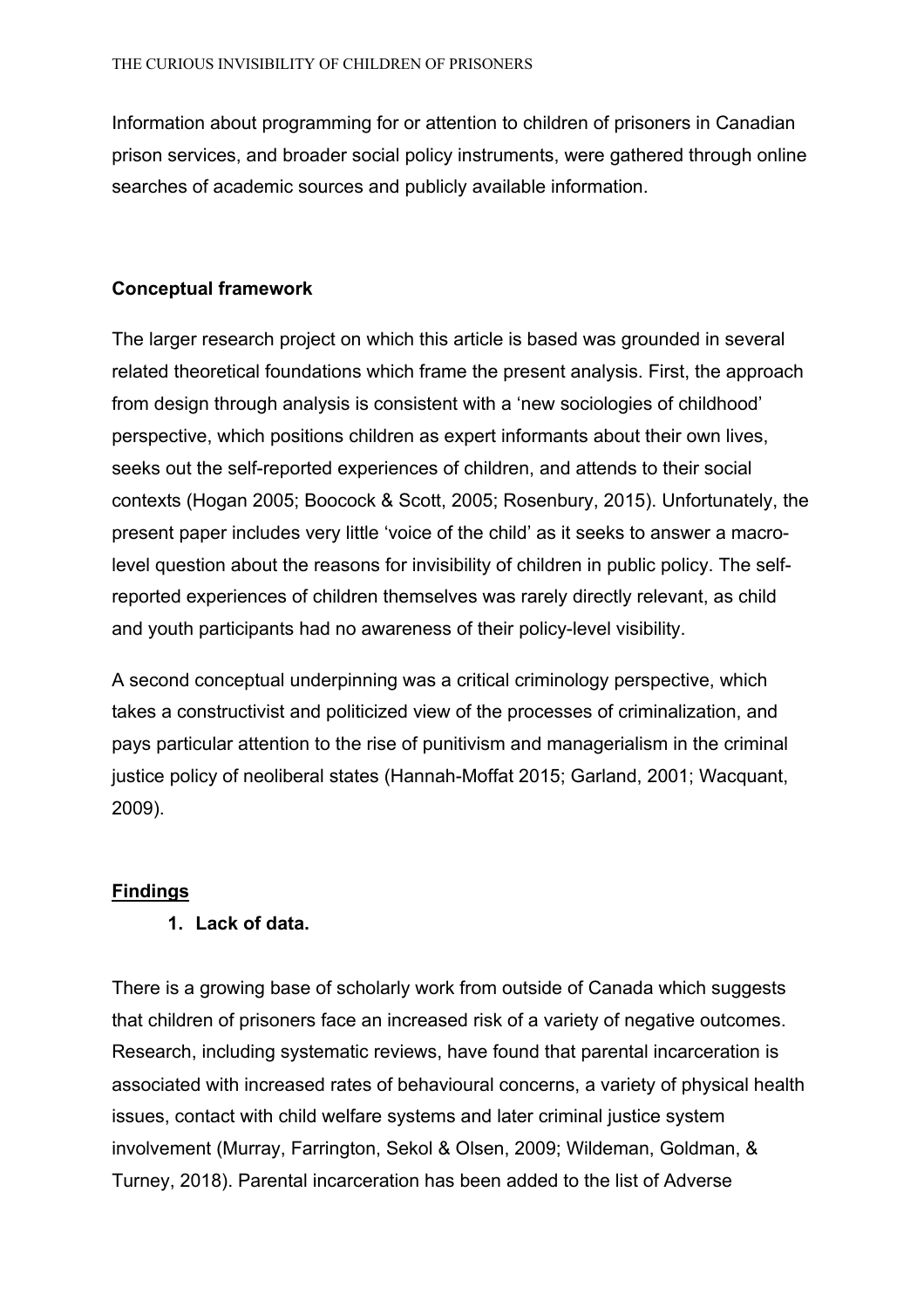Information about programming for or attention to children of prisoners in Canadian prison services, and broader social policy instruments, were gathered through online searches of academic sources and publicly available information.

## Conceptual framework

The larger research project on which this article is based was grounded in several related theoretical foundations which frame the present analysis. First, the approach from design through analysis is consistent with a 'new sociologies of childhood' perspective, which positions children as expert informants about their own lives, seeks out the self-reported experiences of children, and attends to their social contexts (Hogan 2005; Boocock & Scott, 2005; Rosenbury, 2015). Unfortunately, the present paper includes very little 'voice of the child' as it seeks to answer a macro-level question about the reasons for invisibility of children in public policy. The self-reported experiences of children themselves was rarely directly relevant, as child and youth participants had no awareness of their policy-level visibility.

A second conceptual underpinning was a critical criminology perspective, which takes a constructivist and politicized view of the processes of criminalization, and pays particular attention to the rise of punitivism and managerialism in the criminal justice policy of neoliberal states (Hannah-Moffat 2015; Garland, 2001; Wacquant, 2009).

## Findings

### 1. Lack of data.

There is a growing base of scholarly work from outside of Canada which suggests that children of prisoners face an increased risk of a variety of negative outcomes. Research, including systematic reviews, have found that parental incarceration is associated with increased rates of behavioural concerns, a variety of physical health issues, contact with child welfare systems and later criminal justice system involvement (Murray, Farrington, Sekol & Olsen, 2009; Wildeman, Goldman, & Turney, 2018). Parental incarceration has been added to the list of Adverse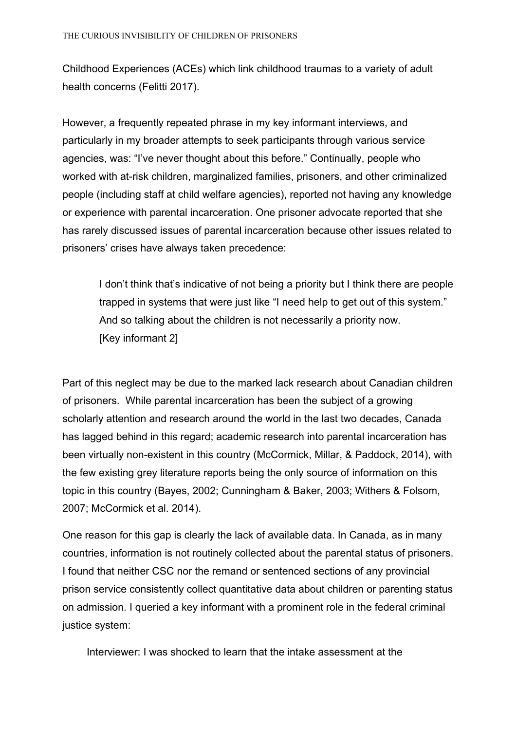Childhood Experiences (ACEs) which link childhood traumas to a variety of adult health concerns (Felitti 2017).

However, a frequently repeated phrase in my key informant interviews, and particularly in my broader attempts to seek participants through various service agencies, was: “I’ve never thought about this before.” Continually, people who worked with at-risk children, marginalized families, prisoners, and other criminalized people (including staff at child welfare agencies), reported not having any knowledge or experience with parental incarceration. One prisoner advocate reported that she has rarely discussed issues of parental incarceration because other issues related to prisoners’ crises have always taken precedence:

> I don’t think that’s indicative of not being a priority but I think there are people trapped in systems that were just like “I need help to get out of this system.” And so talking about the children is not necessarily a priority now.
> [Key informant 2]

Part of this neglect may be due to the marked lack research about Canadian children of prisoners. While parental incarceration has been the subject of a growing scholarly attention and research around the world in the last two decades, Canada has lagged behind in this regard; academic research into parental incarceration has been virtually non-existent in this country (McCormick, Millar, & Paddock, 2014), with the few existing grey literature reports being the only source of information on this topic in this country (Bayes, 2002; Cunningham & Baker, 2003; Withers & Folsom, 2007; McCormick et al. 2014).

One reason for this gap is clearly the lack of available data. In Canada, as in many countries, information is not routinely collected about the parental status of prisoners. I found that neither CSC nor the remand or sentenced sections of any provincial prison service consistently collect quantitative data about children or parenting status on admission. I queried a key informant with a prominent role in the federal criminal justice system:

Interviewer: I was shocked to learn that the intake assessment at the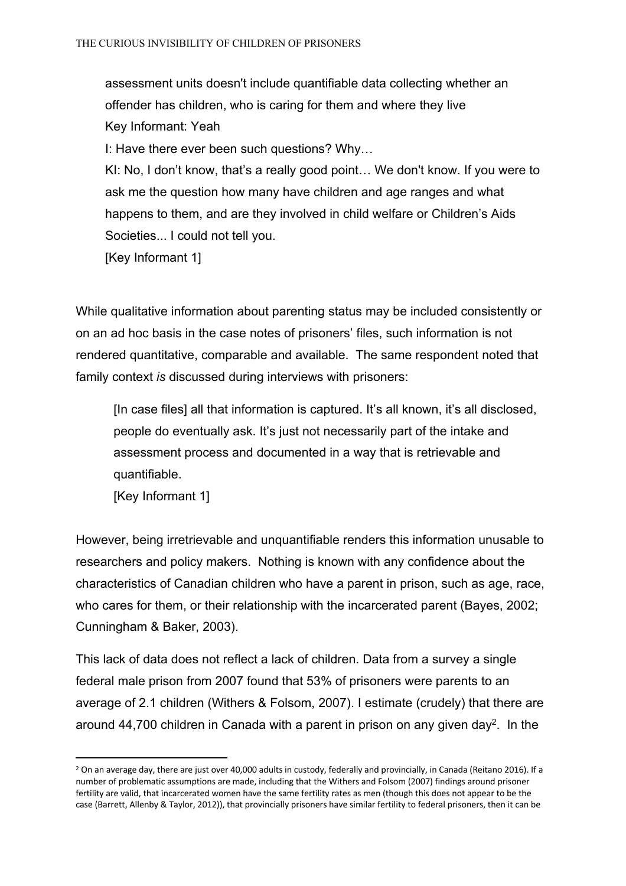> assessment units doesn't include quantifiable data collecting whether an offender has children, who is caring for them and where they live
> Key Informant: Yeah
> I: Have there ever been such questions? Why…
> KI: No, I don't know, that's a really good point… We don't know. If you were to ask me the question how many have children and age ranges and what happens to them, and are they involved in child welfare or Children's Aids Societies... I could not tell you.
> [Key Informant 1]

While qualitative information about parenting status may be included consistently or on an ad hoc basis in the case notes of prisoners' files, such information is not rendered quantitative, comparable and available. The same respondent noted that family context *is* discussed during interviews with prisoners:

> [In case files] all that information is captured. It's all known, it's all disclosed, people do eventually ask. It's just not necessarily part of the intake and assessment process and documented in a way that is retrievable and quantifiable.
> [Key Informant 1]

However, being irretrievable and unquantifiable renders this information unusable to researchers and policy makers. Nothing is known with any confidence about the characteristics of Canadian children who have a parent in prison, such as age, race, who cares for them, or their relationship with the incarcerated parent (Bayes, 2002; Cunningham & Baker, 2003).

This lack of data does not reflect a lack of children. Data from a survey a single federal male prison from 2007 found that 53% of prisoners were parents to an average of 2.1 children (Withers & Folsom, 2007). I estimate (crudely) that there are around 44,700 children in Canada with a parent in prison on any given day[2]. In the

---

[2] On an average day, there are just over 40,000 adults in custody, federally and provincially, in Canada (Reitano 2016). If a number of problematic assumptions are made, including that the Withers and Folsom (2007) findings around prisoner fertility are valid, that incarcerated women have the same fertility rates as men (though this does not appear to be the case (Barrett, Allenby & Taylor, 2012)), that provincially prisoners have similar fertility to federal prisoners, then it can be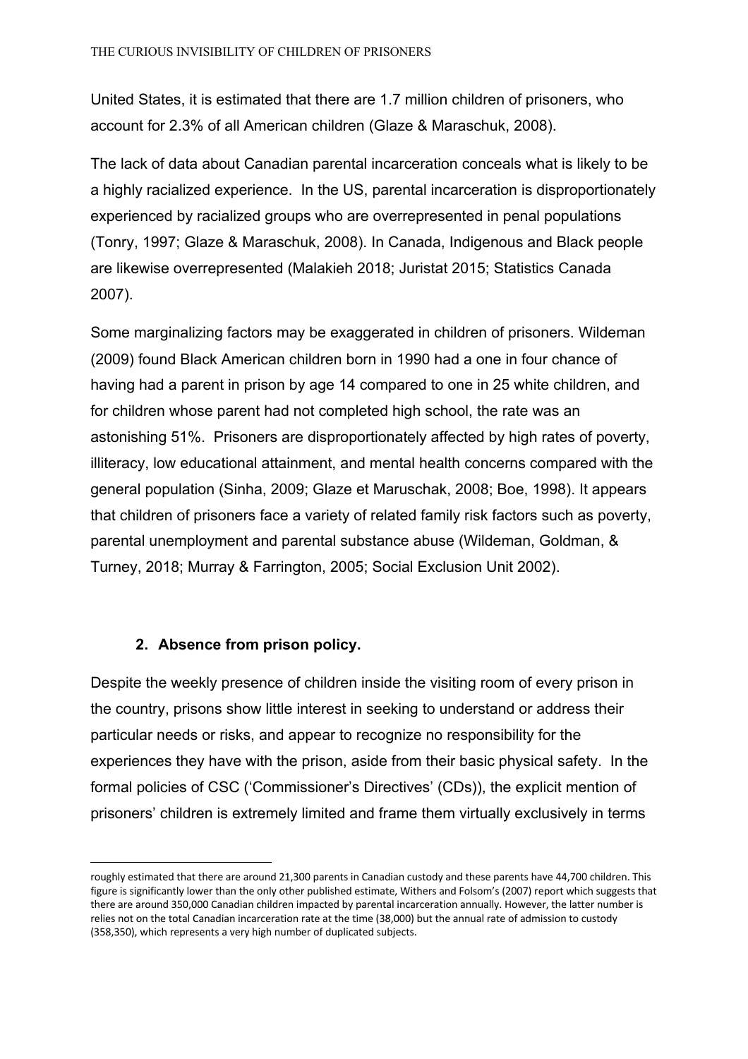United States, it is estimated that there are 1.7 million children of prisoners, who account for 2.3% of all American children (Glaze & Maraschuk, 2008).

The lack of data about Canadian parental incarceration conceals what is likely to be a highly racialized experience. In the US, parental incarceration is disproportionately experienced by racialized groups who are overrepresented in penal populations (Tonry, 1997; Glaze & Maraschuk, 2008). In Canada, Indigenous and Black people are likewise overrepresented (Malakieh 2018; Juristat 2015; Statistics Canada 2007).

Some marginalizing factors may be exaggerated in children of prisoners. Wildeman (2009) found Black American children born in 1990 had a one in four chance of having had a parent in prison by age 14 compared to one in 25 white children, and for children whose parent had not completed high school, the rate was an astonishing 51%. Prisoners are disproportionately affected by high rates of poverty, illiteracy, low educational attainment, and mental health concerns compared with the general population (Sinha, 2009; Glaze et Maruschak, 2008; Boe, 1998). It appears that children of prisoners face a variety of related family risk factors such as poverty, parental unemployment and parental substance abuse (Wildeman, Goldman, & Turney, 2018; Murray & Farrington, 2005; Social Exclusion Unit 2002).

## 2. Absence from prison policy.

Despite the weekly presence of children inside the visiting room of every prison in the country, prisons show little interest in seeking to understand or address their particular needs or risks, and appear to recognize no responsibility for the experiences they have with the prison, aside from their basic physical safety. In the formal policies of CSC ('Commissioner's Directives' (CDs)), the explicit mention of prisoners' children is extremely limited and frame them virtually exclusively in terms

---

roughly estimated that there are around 21,300 parents in Canadian custody and these parents have 44,700 children. This figure is significantly lower than the only other published estimate, Withers and Folsom's (2007) report which suggests that there are around 350,000 Canadian children impacted by parental incarceration annually. However, the latter number is relies not on the total Canadian incarceration rate at the time (38,000) but the annual rate of admission to custody (358,350), which represents a very high number of duplicated subjects.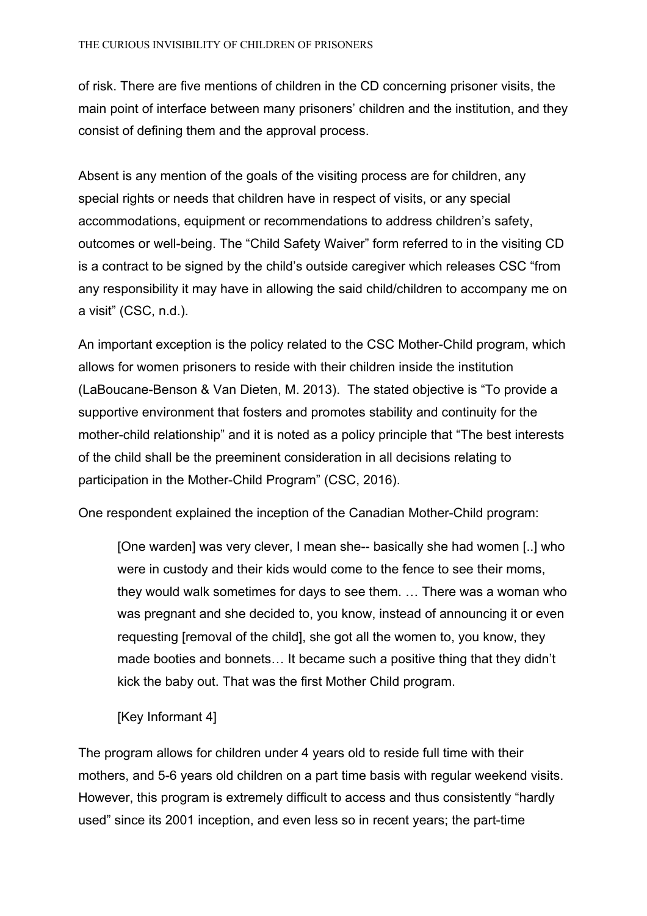of risk. There are five mentions of children in the CD concerning prisoner visits, the main point of interface between many prisoners' children and the institution, and they consist of defining them and the approval process.

Absent is any mention of the goals of the visiting process are for children, any special rights or needs that children have in respect of visits, or any special accommodations, equipment or recommendations to address children's safety, outcomes or well-being. The "Child Safety Waiver" form referred to in the visiting CD is a contract to be signed by the child's outside caregiver which releases CSC "from any responsibility it may have in allowing the said child/children to accompany me on a visit" (CSC, n.d.).

An important exception is the policy related to the CSC Mother-Child program, which allows for women prisoners to reside with their children inside the institution (LaBoucane-Benson & Van Dieten, M. 2013). The stated objective is "To provide a supportive environment that fosters and promotes stability and continuity for the mother-child relationship" and it is noted as a policy principle that "The best interests of the child shall be the preeminent consideration in all decisions relating to participation in the Mother-Child Program" (CSC, 2016).

One respondent explained the inception of the Canadian Mother-Child program:

> [One warden] was very clever, I mean she-- basically she had women [..] who were in custody and their kids would come to the fence to see their moms, they would walk sometimes for days to see them. … There was a woman who was pregnant and she decided to, you know, instead of announcing it or even requesting [removal of the child], she got all the women to, you know, they made booties and bonnets… It became such a positive thing that they didn't kick the baby out. That was the first Mother Child program.
>
> [Key Informant 4]

The program allows for children under 4 years old to reside full time with their mothers, and 5-6 years old children on a part time basis with regular weekend visits. However, this program is extremely difficult to access and thus consistently "hardly used" since its 2001 inception, and even less so in recent years; the part-time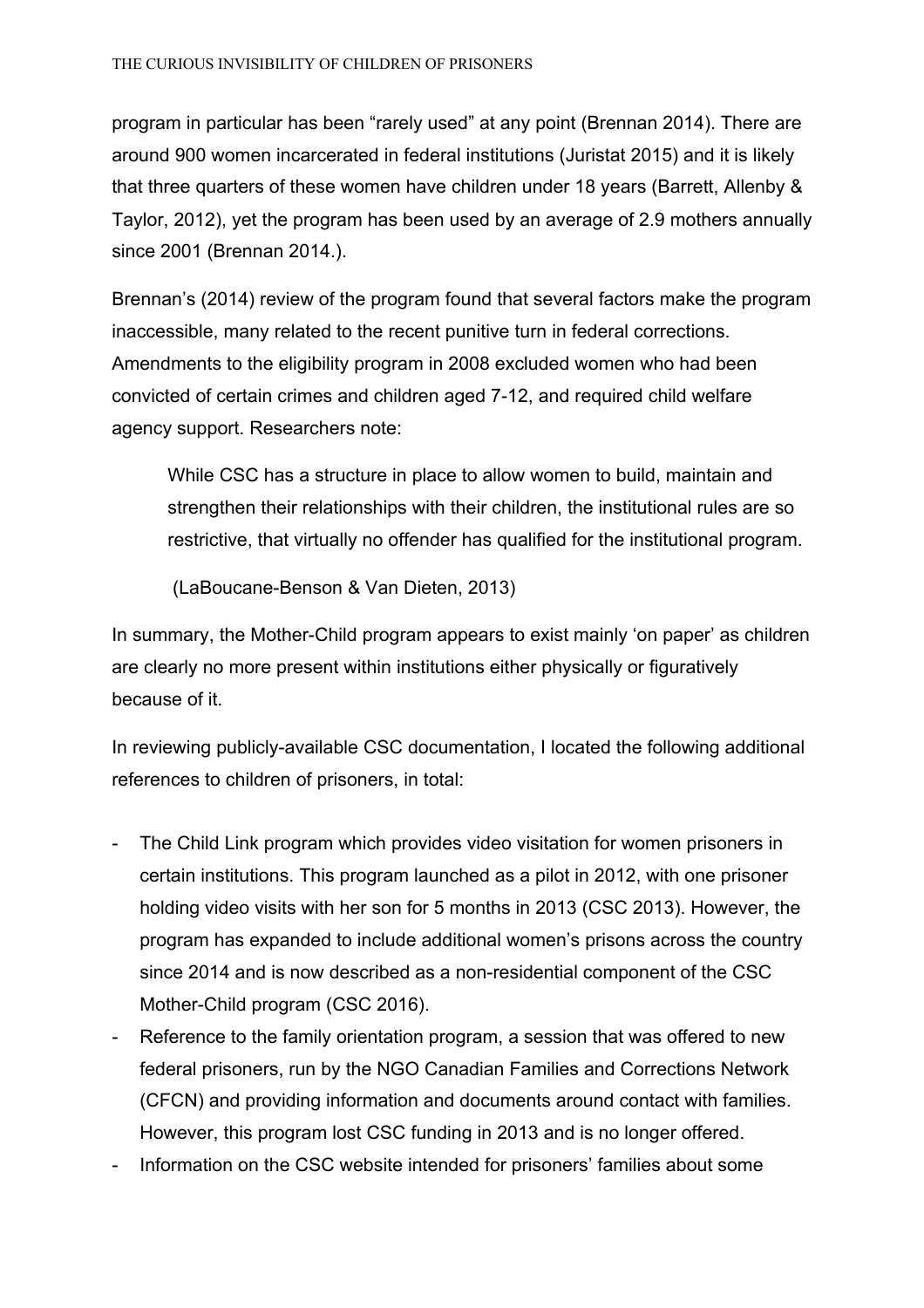program in particular has been "rarely used" at any point (Brennan 2014). There are around 900 women incarcerated in federal institutions (Juristat 2015) and it is likely that three quarters of these women have children under 18 years (Barrett, Allenby & Taylor, 2012), yet the program has been used by an average of 2.9 mothers annually since 2001 (Brennan 2014.).

Brennan's (2014) review of the program found that several factors make the program inaccessible, many related to the recent punitive turn in federal corrections. Amendments to the eligibility program in 2008 excluded women who had been convicted of certain crimes and children aged 7-12, and required child welfare agency support. Researchers note:

> While CSC has a structure in place to allow women to build, maintain and strengthen their relationships with their children, the institutional rules are so restrictive, that virtually no offender has qualified for the institutional program.
>
> (LaBoucane-Benson & Van Dieten, 2013)

In summary, the Mother-Child program appears to exist mainly 'on paper' as children are clearly no more present within institutions either physically or figuratively because of it.

In reviewing publicly-available CSC documentation, I located the following additional references to children of prisoners, in total:

- The Child Link program which provides video visitation for women prisoners in certain institutions. This program launched as a pilot in 2012, with one prisoner holding video visits with her son for 5 months in 2013 (CSC 2013). However, the program has expanded to include additional women's prisons across the country since 2014 and is now described as a non-residential component of the CSC Mother-Child program (CSC 2016).
- Reference to the family orientation program, a session that was offered to new federal prisoners, run by the NGO Canadian Families and Corrections Network (CFCN) and providing information and documents around contact with families. However, this program lost CSC funding in 2013 and is no longer offered.
- Information on the CSC website intended for prisoners' families about some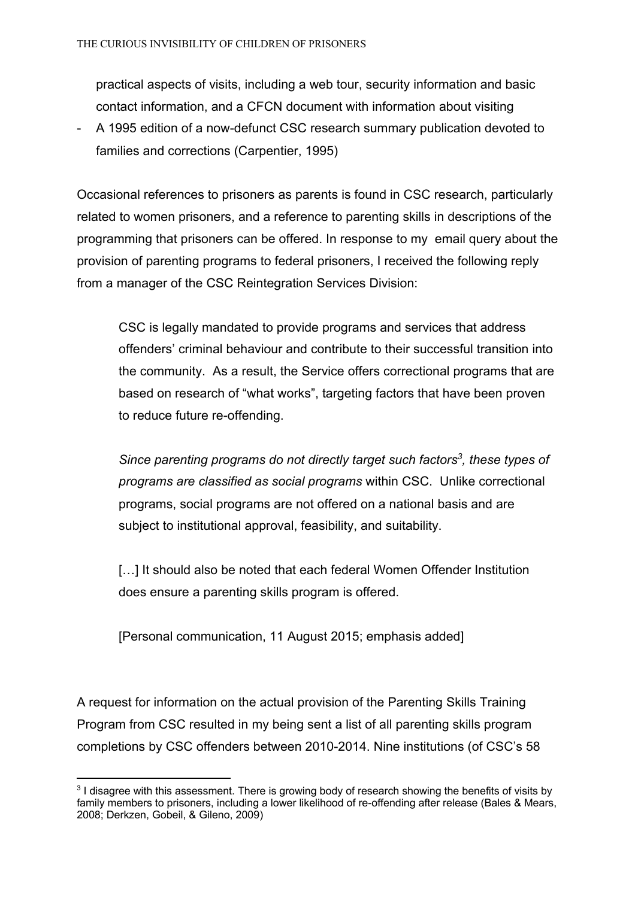practical aspects of visits, including a web tour, security information and basic contact information, and a CFCN document with information about visiting

- A 1995 edition of a now-defunct CSC research summary publication devoted to families and corrections (Carpentier, 1995)

Occasional references to prisoners as parents is found in CSC research, particularly related to women prisoners, and a reference to parenting skills in descriptions of the programming that prisoners can be offered. In response to my email query about the provision of parenting programs to federal prisoners, I received the following reply from a manager of the CSC Reintegration Services Division:

> CSC is legally mandated to provide programs and services that address offenders' criminal behaviour and contribute to their successful transition into the community. As a result, the Service offers correctional programs that are based on research of "what works", targeting factors that have been proven to reduce future re-offending.
>
> *Since parenting programs do not directly target such factors[3], these types of programs are classified as social programs* within CSC. Unlike correctional programs, social programs are not offered on a national basis and are subject to institutional approval, feasibility, and suitability.
>
> […] It should also be noted that each federal Women Offender Institution does ensure a parenting skills program is offered.
>
> [Personal communication, 11 August 2015; emphasis added]

A request for information on the actual provision of the Parenting Skills Training Program from CSC resulted in my being sent a list of all parenting skills program completions by CSC offenders between 2010-2014. Nine institutions (of CSC's 58

[3] I disagree with this assessment. There is growing body of research showing the benefits of visits by family members to prisoners, including a lower likelihood of re-offending after release (Bales & Mears, 2008; Derkzen, Gobeil, & Gileno, 2009)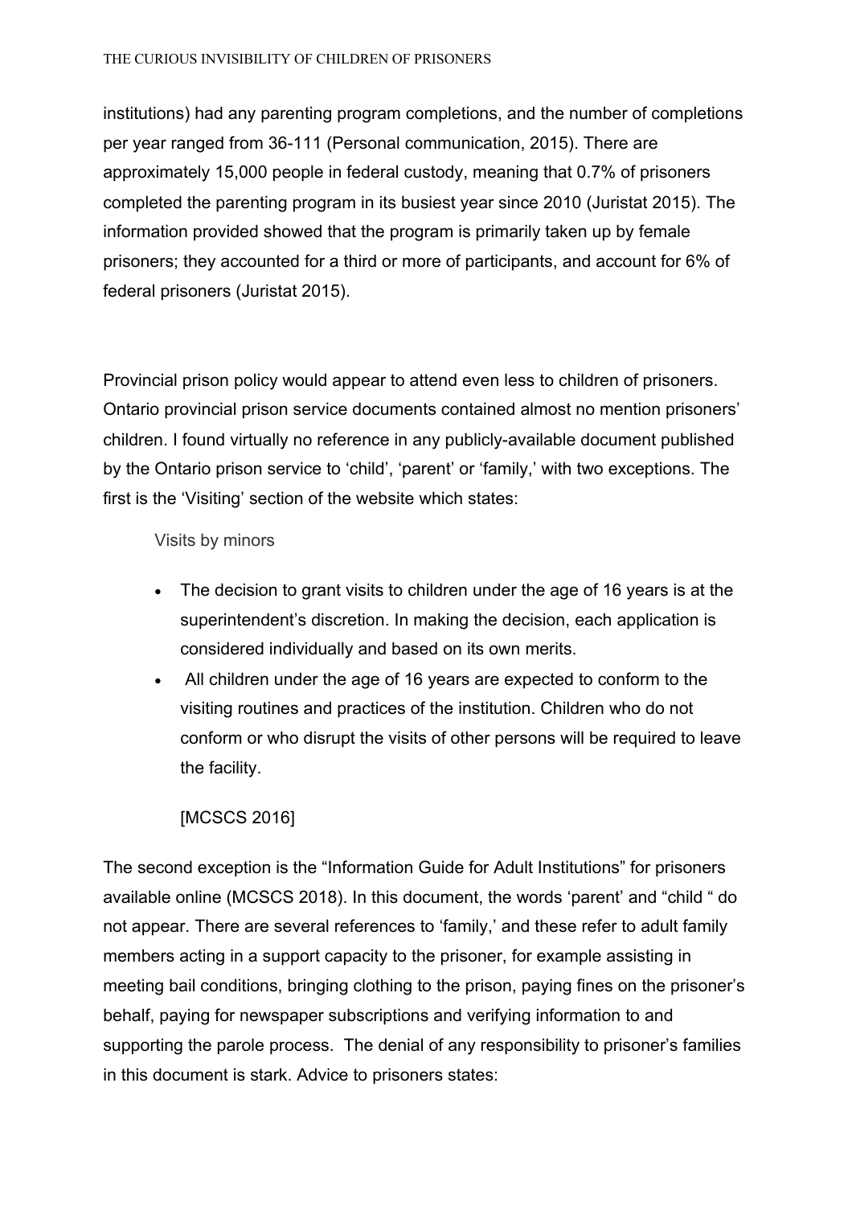institutions) had any parenting program completions, and the number of completions per year ranged from 36-111 (Personal communication, 2015). There are approximately 15,000 people in federal custody, meaning that 0.7% of prisoners completed the parenting program in its busiest year since 2010 (Juristat 2015). The information provided showed that the program is primarily taken up by female prisoners; they accounted for a third or more of participants, and account for 6% of federal prisoners (Juristat 2015).

Provincial prison policy would appear to attend even less to children of prisoners. Ontario provincial prison service documents contained almost no mention prisoners' children. I found virtually no reference in any publicly-available document published by the Ontario prison service to 'child', 'parent' or 'family,' with two exceptions. The first is the 'Visiting' section of the website which states:

> Visits by minors
>
> - The decision to grant visits to children under the age of 16 years is at the superintendent's discretion. In making the decision, each application is considered individually and based on its own merits.
> - All children under the age of 16 years are expected to conform to the visiting routines and practices of the institution. Children who do not conform or who disrupt the visits of other persons will be required to leave the facility.
>
> [MCSCS 2016]

The second exception is the "Information Guide for Adult Institutions" for prisoners available online (MCSCS 2018). In this document, the words 'parent' and "child " do not appear. There are several references to 'family,' and these refer to adult family members acting in a support capacity to the prisoner, for example assisting in meeting bail conditions, bringing clothing to the prison, paying fines on the prisoner's behalf, paying for newspaper subscriptions and verifying information to and supporting the parole process. The denial of any responsibility to prisoner's families in this document is stark. Advice to prisoners states: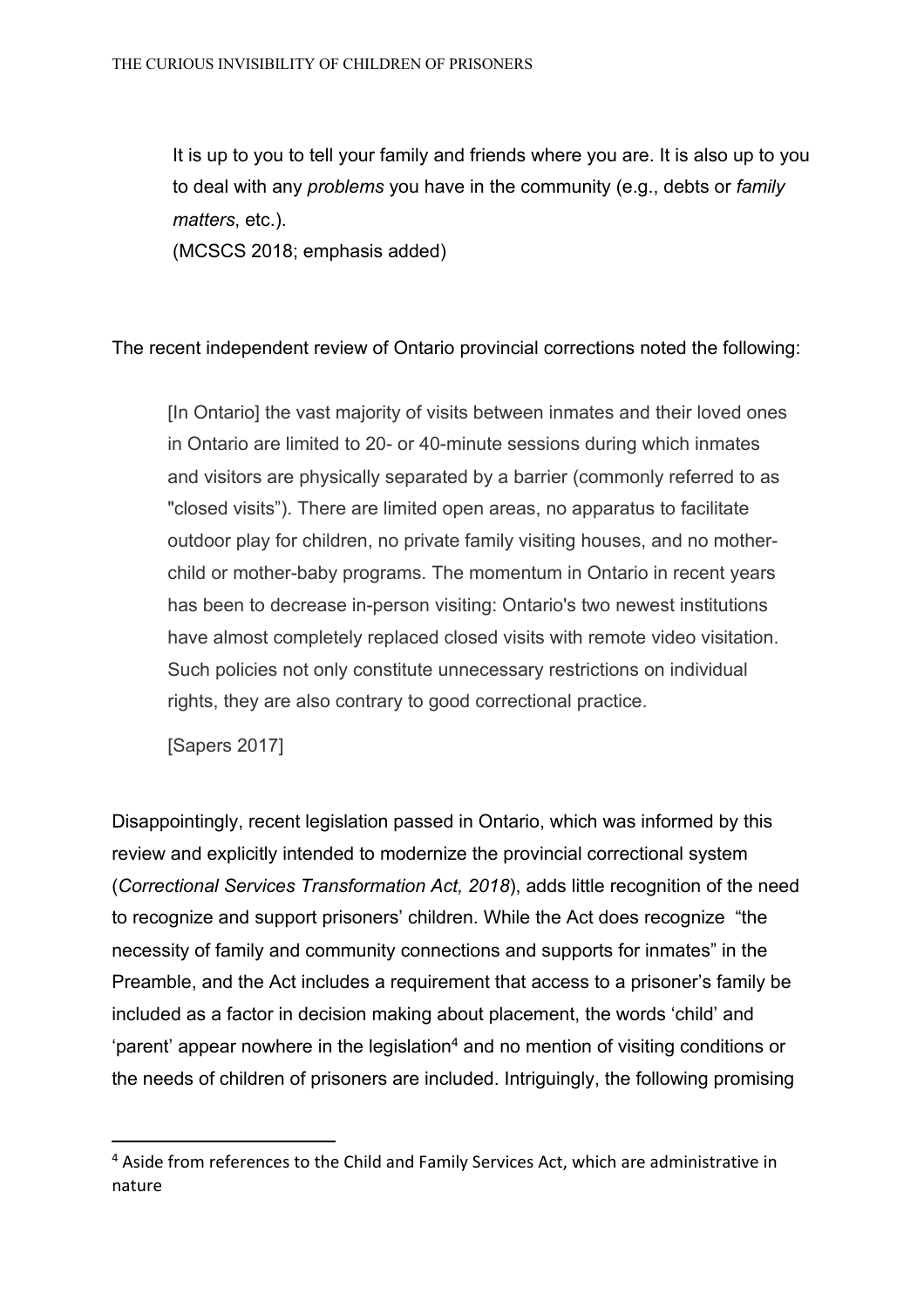> It is up to you to tell your family and friends where you are. It is also up to you to deal with any *problems* you have in the community (e.g., debts or *family matters*, etc.).
> (MCSCS 2018; emphasis added)

The recent independent review of Ontario provincial corrections noted the following:

> [In Ontario] the vast majority of visits between inmates and their loved ones in Ontario are limited to 20- or 40-minute sessions during which inmates and visitors are physically separated by a barrier (commonly referred to as "closed visits"). There are limited open areas, no apparatus to facilitate outdoor play for children, no private family visiting houses, and no mother-child or mother-baby programs. The momentum in Ontario in recent years has been to decrease in-person visiting: Ontario's two newest institutions have almost completely replaced closed visits with remote video visitation. Such policies not only constitute unnecessary restrictions on individual rights, they are also contrary to good correctional practice.
>
> [Sapers 2017]

Disappointingly, recent legislation passed in Ontario, which was informed by this review and explicitly intended to modernize the provincial correctional system (*Correctional Services Transformation Act, 2018*), adds little recognition of the need to recognize and support prisoners' children. While the Act does recognize "the necessity of family and community connections and supports for inmates" in the Preamble, and the Act includes a requirement that access to a prisoner's family be included as a factor in decision making about placement, the words 'child' and 'parent' appear nowhere in the legislation[4] and no mention of visiting conditions or the needs of children of prisoners are included. Intriguingly, the following promising

[4] Aside from references to the Child and Family Services Act, which are administrative in nature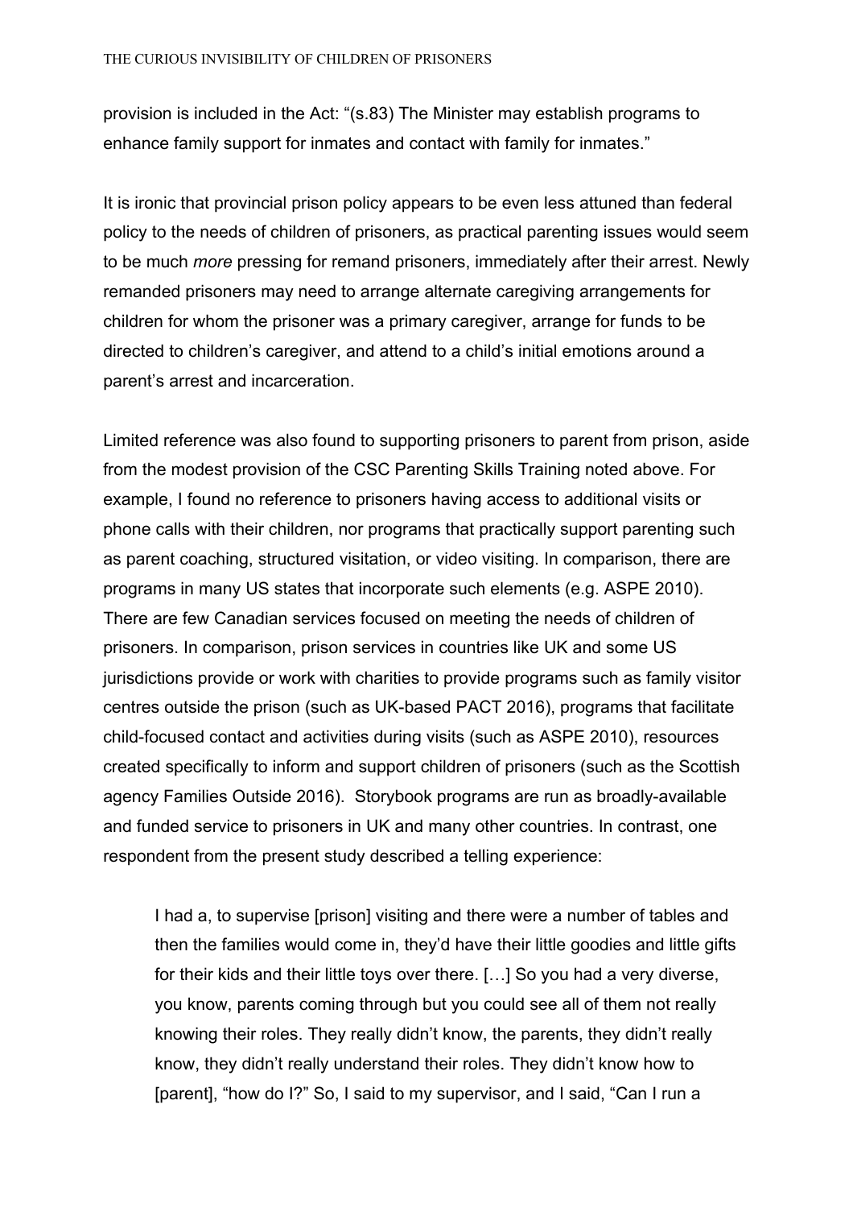provision is included in the Act: "(s.83) The Minister may establish programs to enhance family support for inmates and contact with family for inmates."

It is ironic that provincial prison policy appears to be even less attuned than federal policy to the needs of children of prisoners, as practical parenting issues would seem to be much *more* pressing for remand prisoners, immediately after their arrest. Newly remanded prisoners may need to arrange alternate caregiving arrangements for children for whom the prisoner was a primary caregiver, arrange for funds to be directed to children's caregiver, and attend to a child's initial emotions around a parent's arrest and incarceration.

Limited reference was also found to supporting prisoners to parent from prison, aside from the modest provision of the CSC Parenting Skills Training noted above. For example, I found no reference to prisoners having access to additional visits or phone calls with their children, nor programs that practically support parenting such as parent coaching, structured visitation, or video visiting. In comparison, there are programs in many US states that incorporate such elements (e.g. ASPE 2010). There are few Canadian services focused on meeting the needs of children of prisoners. In comparison, prison services in countries like UK and some US jurisdictions provide or work with charities to provide programs such as family visitor centres outside the prison (such as UK-based PACT 2016), programs that facilitate child-focused contact and activities during visits (such as ASPE 2010), resources created specifically to inform and support children of prisoners (such as the Scottish agency Families Outside 2016). Storybook programs are run as broadly-available and funded service to prisoners in UK and many other countries. In contrast, one respondent from the present study described a telling experience:

> I had a, to supervise [prison] visiting and there were a number of tables and then the families would come in, they'd have their little goodies and little gifts for their kids and their little toys over there. […] So you had a very diverse, you know, parents coming through but you could see all of them not really knowing their roles. They really didn't know, the parents, they didn't really know, they didn't really understand their roles. They didn't know how to [parent], "how do I?" So, I said to my supervisor, and I said, "Can I run a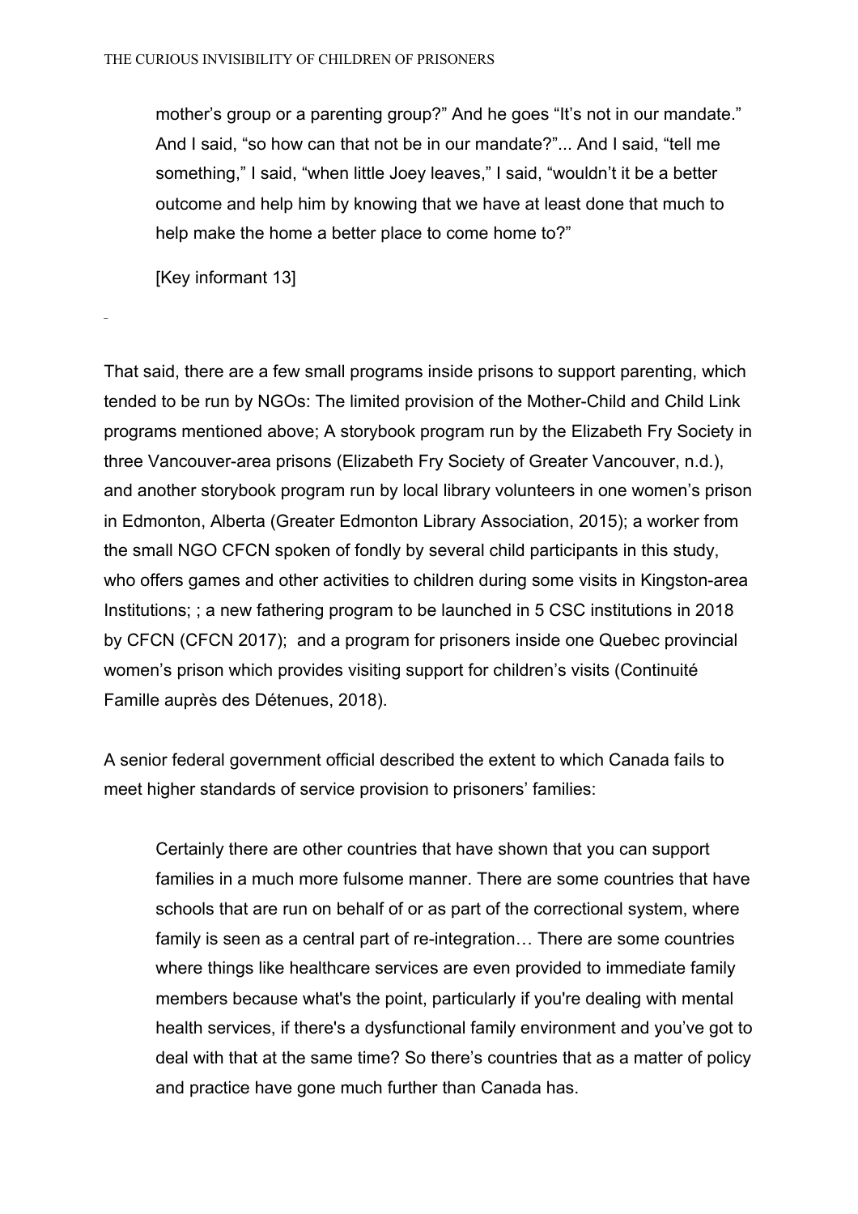> mother's group or a parenting group?" And he goes "It's not in our mandate." And I said, "so how can that not be in our mandate?"... And I said, "tell me something," I said, "when little Joey leaves," I said, "wouldn't it be a better outcome and help him by knowing that we have at least done that much to help make the home a better place to come home to?"
>
> [Key informant 13]

That said, there are a few small programs inside prisons to support parenting, which tended to be run by NGOs: The limited provision of the Mother-Child and Child Link programs mentioned above; A storybook program run by the Elizabeth Fry Society in three Vancouver-area prisons (Elizabeth Fry Society of Greater Vancouver, n.d.), and another storybook program run by local library volunteers in one women's prison in Edmonton, Alberta (Greater Edmonton Library Association, 2015); a worker from the small NGO CFCN spoken of fondly by several child participants in this study, who offers games and other activities to children during some visits in Kingston-area Institutions; ; a new fathering program to be launched in 5 CSC institutions in 2018 by CFCN (CFCN 2017); and a program for prisoners inside one Quebec provincial women's prison which provides visiting support for children's visits (Continuité Famille auprès des Détenues, 2018).

A senior federal government official described the extent to which Canada fails to meet higher standards of service provision to prisoners' families:

> Certainly there are other countries that have shown that you can support families in a much more fulsome manner. There are some countries that have schools that are run on behalf of or as part of the correctional system, where family is seen as a central part of re-integration… There are some countries where things like healthcare services are even provided to immediate family members because what's the point, particularly if you're dealing with mental health services, if there's a dysfunctional family environment and you've got to deal with that at the same time? So there's countries that as a matter of policy and practice have gone much further than Canada has.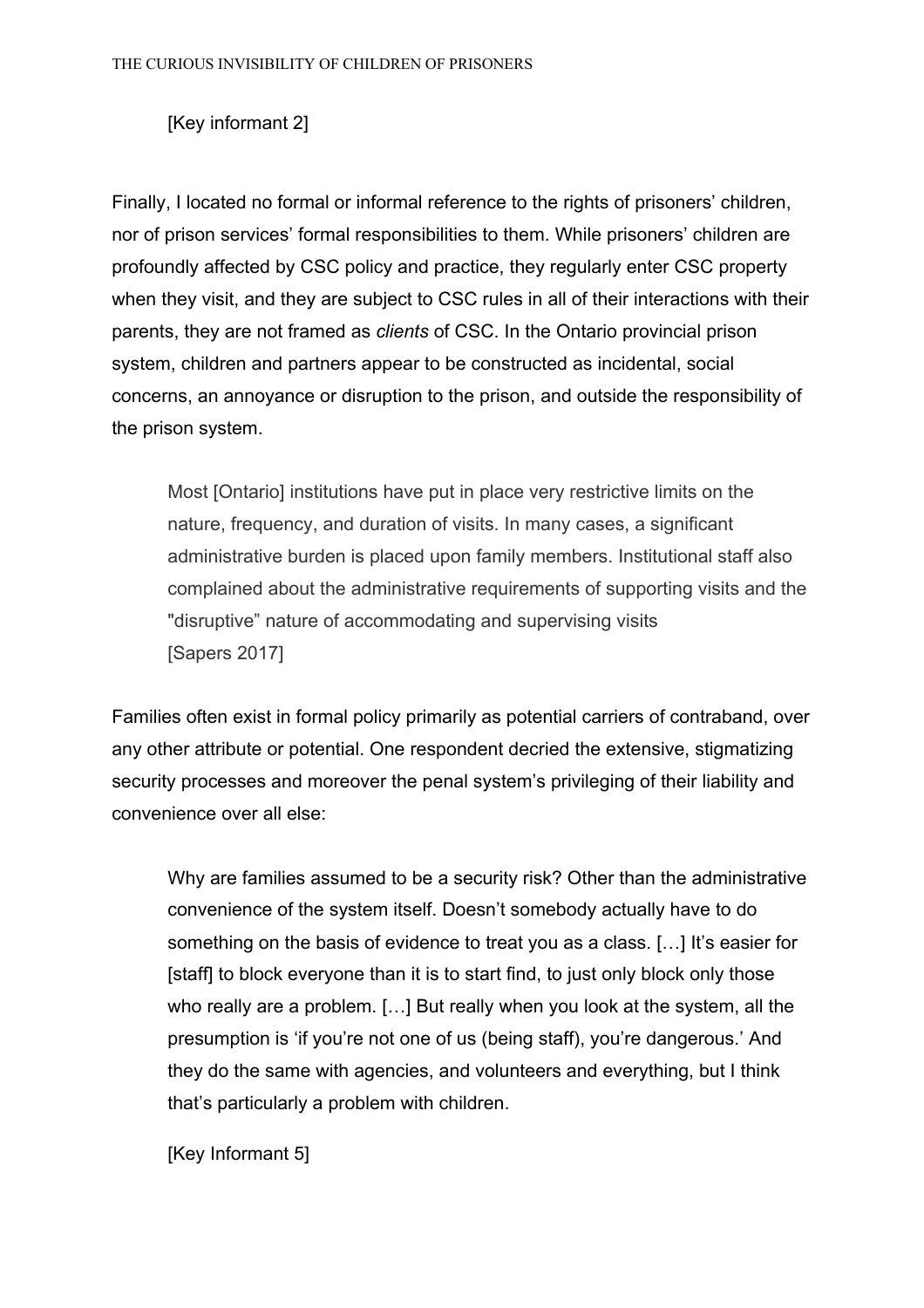[Key informant 2]

Finally, I located no formal or informal reference to the rights of prisoners' children, nor of prison services' formal responsibilities to them. While prisoners' children are profoundly affected by CSC policy and practice, they regularly enter CSC property when they visit, and they are subject to CSC rules in all of their interactions with their parents, they are not framed as *clients* of CSC. In the Ontario provincial prison system, children and partners appear to be constructed as incidental, social concerns, an annoyance or disruption to the prison, and outside the responsibility of the prison system.

> Most [Ontario] institutions have put in place very restrictive limits on the nature, frequency, and duration of visits. In many cases, a significant administrative burden is placed upon family members. Institutional staff also complained about the administrative requirements of supporting visits and the "disruptive" nature of accommodating and supervising visits
> [Sapers 2017]

Families often exist in formal policy primarily as potential carriers of contraband, over any other attribute or potential. One respondent decried the extensive, stigmatizing security processes and moreover the penal system's privileging of their liability and convenience over all else:

> Why are families assumed to be a security risk? Other than the administrative convenience of the system itself. Doesn't somebody actually have to do something on the basis of evidence to treat you as a class. […] It's easier for [staff] to block everyone than it is to start find, to just only block only those who really are a problem. […] But really when you look at the system, all the presumption is 'if you're not one of us (being staff), you're dangerous.' And they do the same with agencies, and volunteers and everything, but I think that's particularly a problem with children.
>
> [Key Informant 5]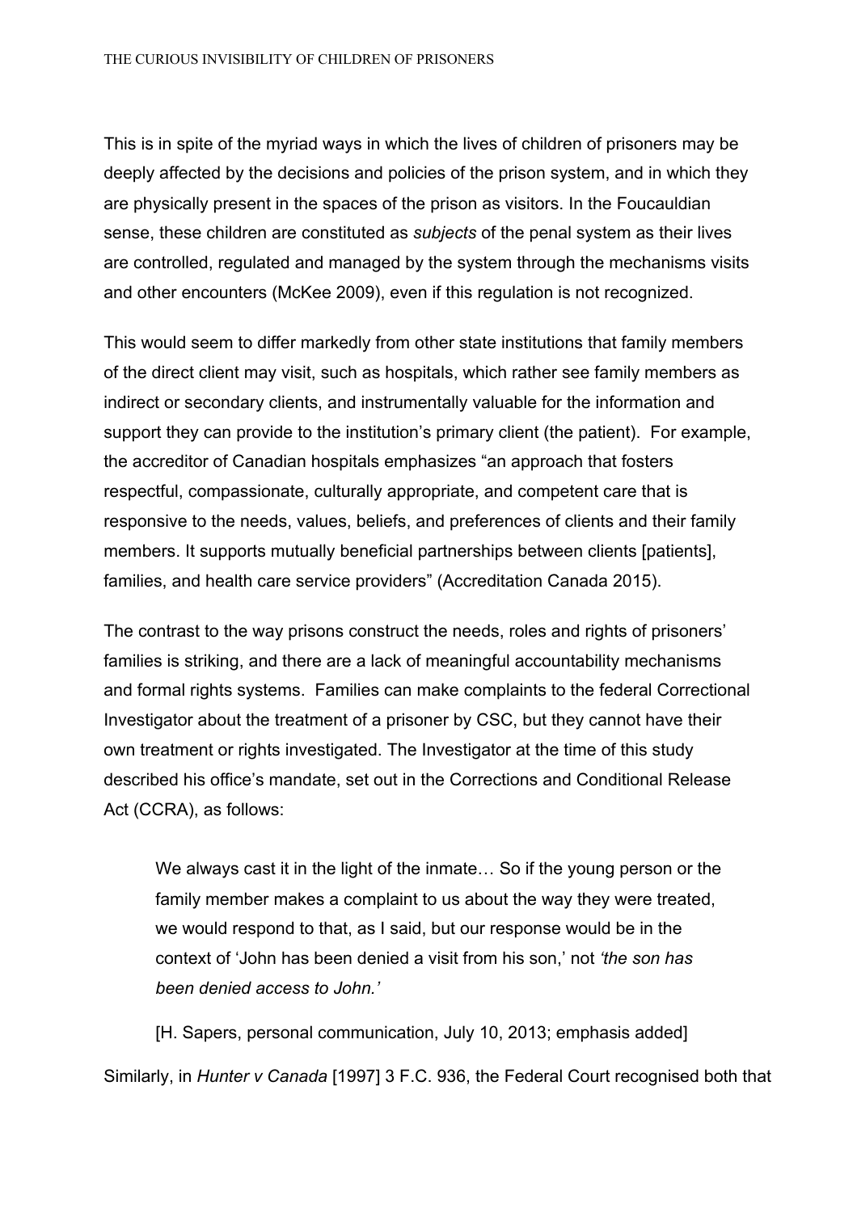This is in spite of the myriad ways in which the lives of children of prisoners may be deeply affected by the decisions and policies of the prison system, and in which they are physically present in the spaces of the prison as visitors. In the Foucauldian sense, these children are constituted as *subjects* of the penal system as their lives are controlled, regulated and managed by the system through the mechanisms visits and other encounters (McKee 2009), even if this regulation is not recognized.

This would seem to differ markedly from other state institutions that family members of the direct client may visit, such as hospitals, which rather see family members as indirect or secondary clients, and instrumentally valuable for the information and support they can provide to the institution's primary client (the patient). For example, the accreditor of Canadian hospitals emphasizes "an approach that fosters respectful, compassionate, culturally appropriate, and competent care that is responsive to the needs, values, beliefs, and preferences of clients and their family members. It supports mutually beneficial partnerships between clients [patients], families, and health care service providers" (Accreditation Canada 2015).

The contrast to the way prisons construct the needs, roles and rights of prisoners' families is striking, and there are a lack of meaningful accountability mechanisms and formal rights systems. Families can make complaints to the federal Correctional Investigator about the treatment of a prisoner by CSC, but they cannot have their own treatment or rights investigated. The Investigator at the time of this study described his office's mandate, set out in the Corrections and Conditional Release Act (CCRA), as follows:

> We always cast it in the light of the inmate… So if the young person or the family member makes a complaint to us about the way they were treated, we would respond to that, as I said, but our response would be in the context of 'John has been denied a visit from his son,' not *'the son has been denied access to John.'*
>
> [H. Sapers, personal communication, July 10, 2013; emphasis added]

Similarly, in *Hunter v Canada* [1997] 3 F.C. 936, the Federal Court recognised both that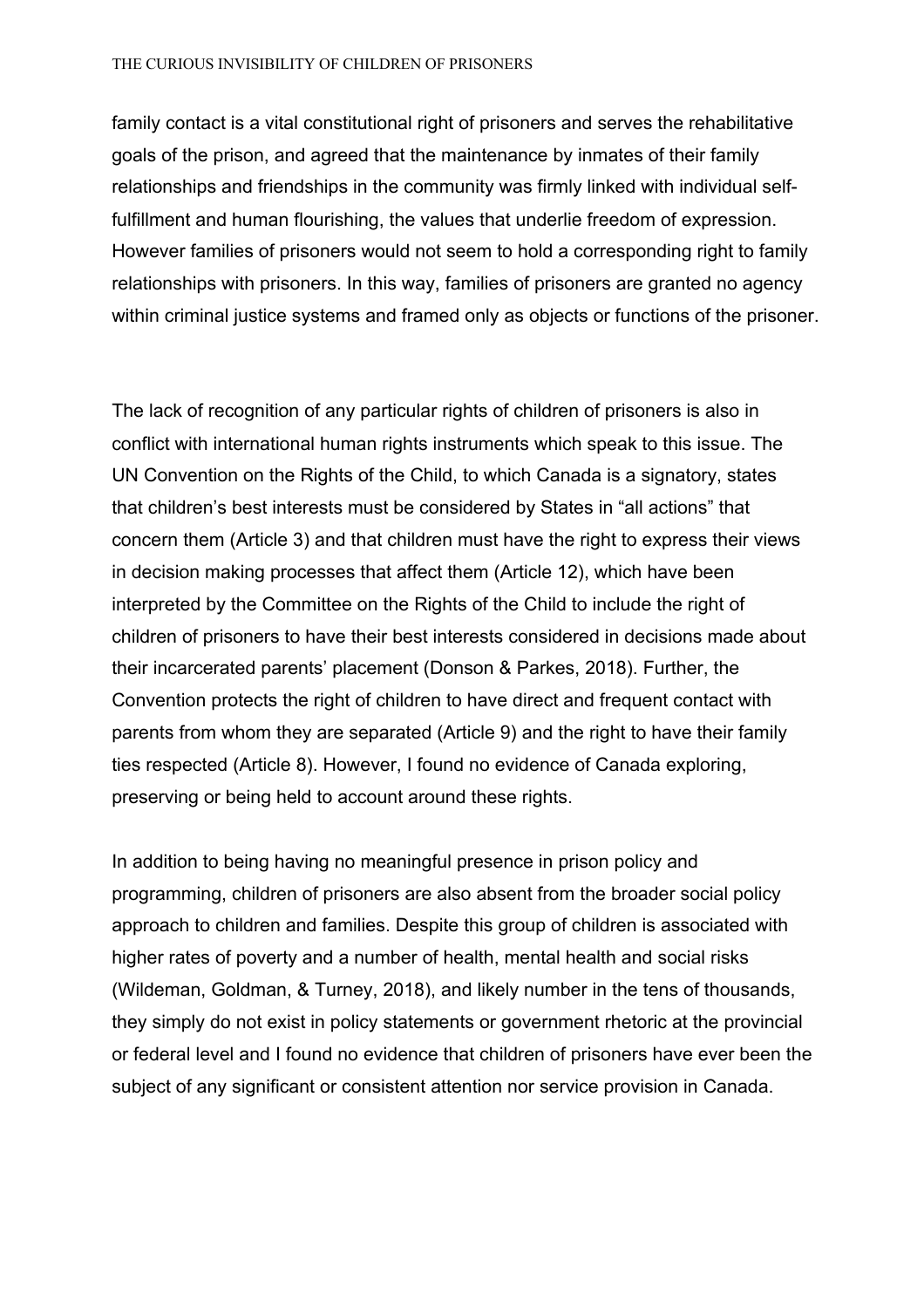family contact is a vital constitutional right of prisoners and serves the rehabilitative goals of the prison, and agreed that the maintenance by inmates of their family relationships and friendships in the community was firmly linked with individual self-fulfillment and human flourishing, the values that underlie freedom of expression. However families of prisoners would not seem to hold a corresponding right to family relationships with prisoners. In this way, families of prisoners are granted no agency within criminal justice systems and framed only as objects or functions of the prisoner.

The lack of recognition of any particular rights of children of prisoners is also in conflict with international human rights instruments which speak to this issue. The UN Convention on the Rights of the Child, to which Canada is a signatory, states that children's best interests must be considered by States in "all actions" that concern them (Article 3) and that children must have the right to express their views in decision making processes that affect them (Article 12), which have been interpreted by the Committee on the Rights of the Child to include the right of children of prisoners to have their best interests considered in decisions made about their incarcerated parents' placement (Donson & Parkes, 2018). Further, the Convention protects the right of children to have direct and frequent contact with parents from whom they are separated (Article 9) and the right to have their family ties respected (Article 8). However, I found no evidence of Canada exploring, preserving or being held to account around these rights.

In addition to being having no meaningful presence in prison policy and programming, children of prisoners are also absent from the broader social policy approach to children and families. Despite this group of children is associated with higher rates of poverty and a number of health, mental health and social risks (Wildeman, Goldman, & Turney, 2018), and likely number in the tens of thousands, they simply do not exist in policy statements or government rhetoric at the provincial or federal level and I found no evidence that children of prisoners have ever been the subject of any significant or consistent attention nor service provision in Canada.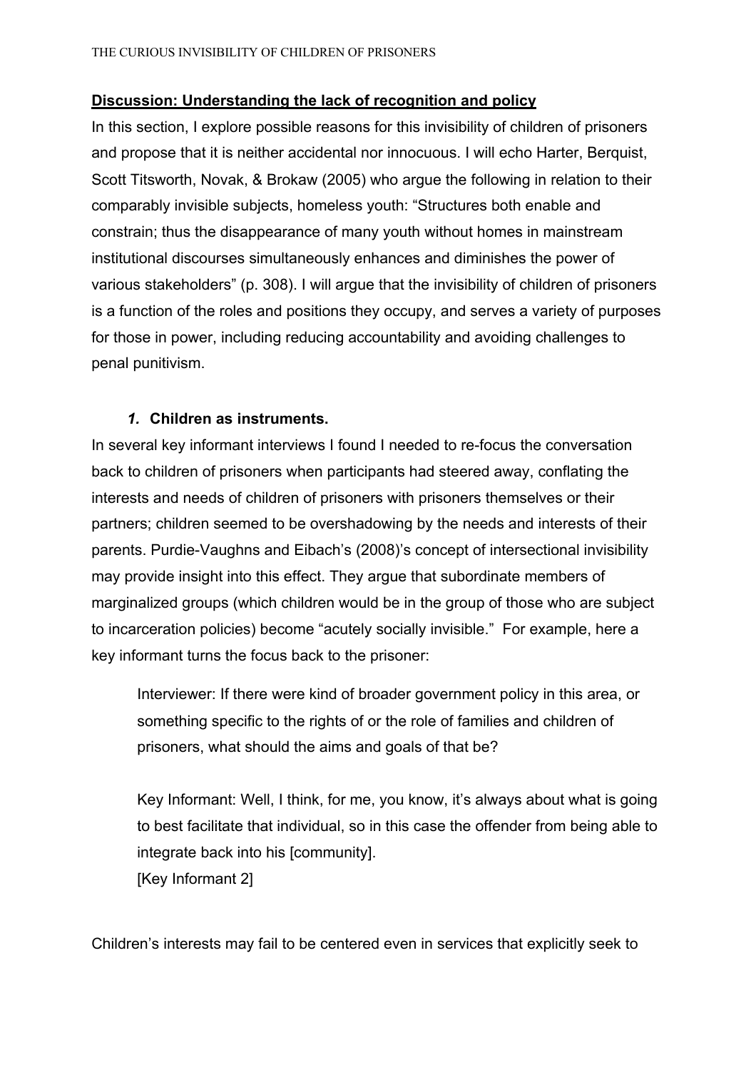**Discussion: Understanding the lack of recognition and policy**

In this section, I explore possible reasons for this invisibility of children of prisoners and propose that it is neither accidental nor innocuous. I will echo Harter, Berquist, Scott Titsworth, Novak, & Brokaw (2005) who argue the following in relation to their comparably invisible subjects, homeless youth: "Structures both enable and constrain; thus the disappearance of many youth without homes in mainstream institutional discourses simultaneously enhances and diminishes the power of various stakeholders" (p. 308). I will argue that the invisibility of children of prisoners is a function of the roles and positions they occupy, and serves a variety of purposes for those in power, including reducing accountability and avoiding challenges to penal punitivism.

***1.*** **Children as instruments.**

In several key informant interviews I found I needed to re-focus the conversation back to children of prisoners when participants had steered away, conflating the interests and needs of children of prisoners with prisoners themselves or their partners; children seemed to be overshadowing by the needs and interests of their parents. Purdie-Vaughns and Eibach's (2008)'s concept of intersectional invisibility may provide insight into this effect. They argue that subordinate members of marginalized groups (which children would be in the group of those who are subject to incarceration policies) become "acutely socially invisible." For example, here a key informant turns the focus back to the prisoner:

> Interviewer: If there were kind of broader government policy in this area, or something specific to the rights of or the role of families and children of prisoners, what should the aims and goals of that be?
>
> Key Informant: Well, I think, for me, you know, it's always about what is going to best facilitate that individual, so in this case the offender from being able to integrate back into his [community].
> [Key Informant 2]

Children's interests may fail to be centered even in services that explicitly seek to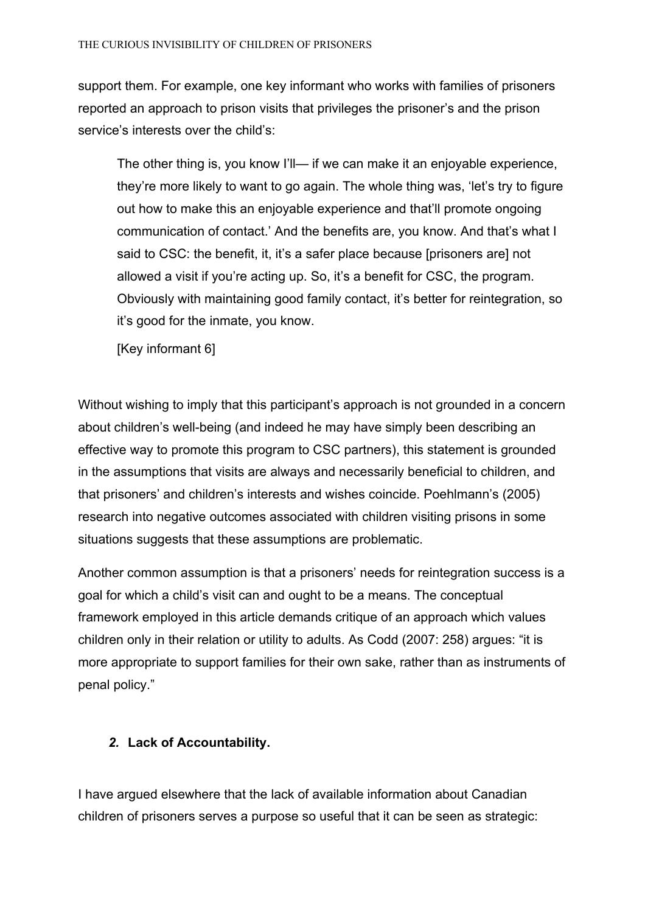support them. For example, one key informant who works with families of prisoners reported an approach to prison visits that privileges the prisoner's and the prison service's interests over the child's:

> The other thing is, you know I'll— if we can make it an enjoyable experience, they're more likely to want to go again. The whole thing was, 'let's try to figure out how to make this an enjoyable experience and that'll promote ongoing communication of contact.' And the benefits are, you know. And that's what I said to CSC: the benefit, it, it's a safer place because [prisoners are] not allowed a visit if you're acting up. So, it's a benefit for CSC, the program. Obviously with maintaining good family contact, it's better for reintegration, so it's good for the inmate, you know.
>
> [Key informant 6]

Without wishing to imply that this participant's approach is not grounded in a concern about children's well-being (and indeed he may have simply been describing an effective way to promote this program to CSC partners), this statement is grounded in the assumptions that visits are always and necessarily beneficial to children, and that prisoners' and children's interests and wishes coincide. Poehlmann's (2005) research into negative outcomes associated with children visiting prisons in some situations suggests that these assumptions are problematic.

Another common assumption is that a prisoners' needs for reintegration success is a goal for which a child's visit can and ought to be a means. The conceptual framework employed in this article demands critique of an approach which values children only in their relation or utility to adults. As Codd (2007: 258) argues: "it is more appropriate to support families for their own sake, rather than as instruments of penal policy."

### *2.* Lack of Accountability.

I have argued elsewhere that the lack of available information about Canadian children of prisoners serves a purpose so useful that it can be seen as strategic: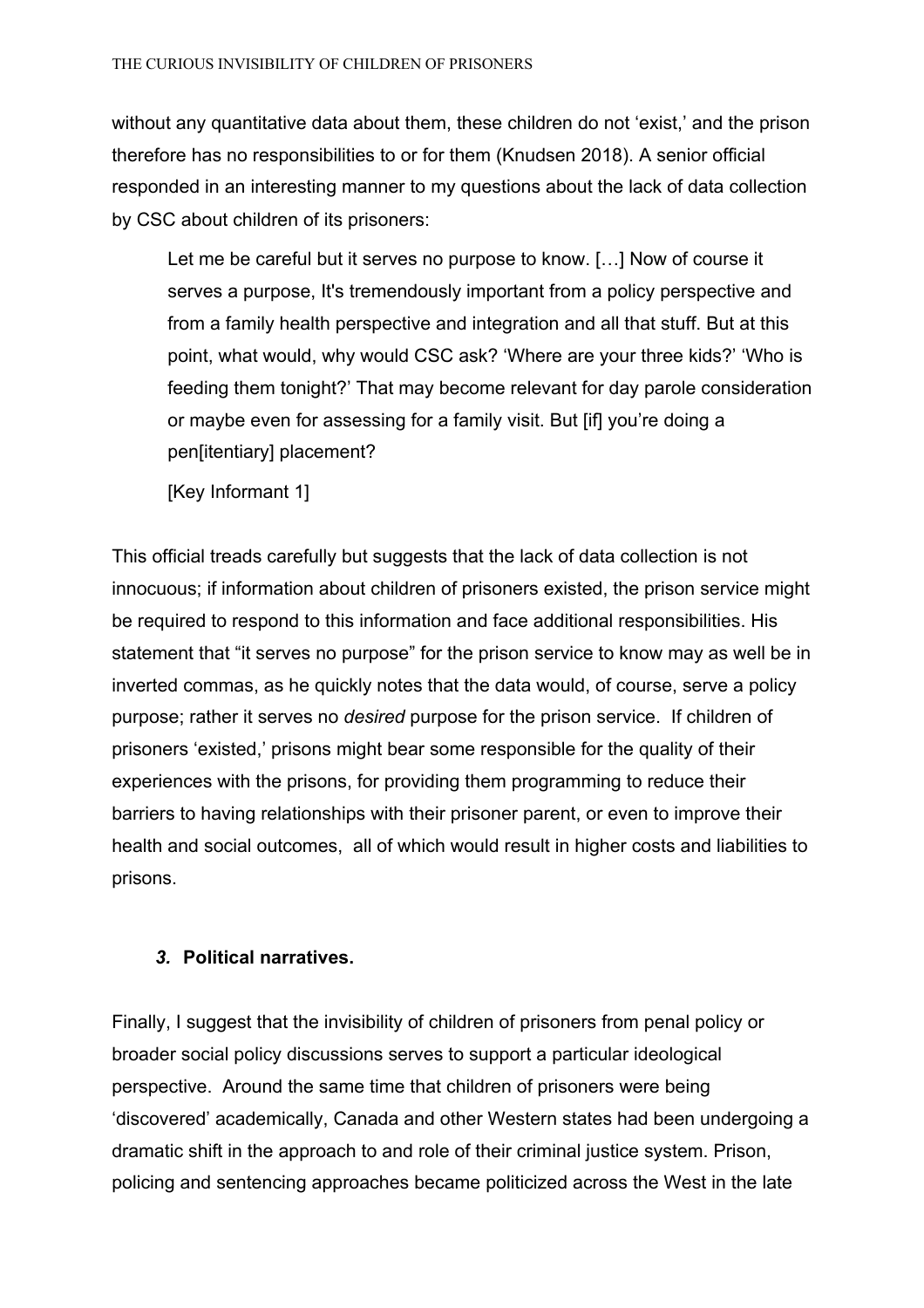without any quantitative data about them, these children do not 'exist,' and the prison therefore has no responsibilities to or for them (Knudsen 2018). A senior official responded in an interesting manner to my questions about the lack of data collection by CSC about children of its prisoners:

> Let me be careful but it serves no purpose to know. […] Now of course it serves a purpose, It's tremendously important from a policy perspective and from a family health perspective and integration and all that stuff. But at this point, what would, why would CSC ask? 'Where are your three kids?' 'Who is feeding them tonight?' That may become relevant for day parole consideration or maybe even for assessing for a family visit. But [if] you're doing a pen[itentiary] placement?
>
> [Key Informant 1]

This official treads carefully but suggests that the lack of data collection is not innocuous; if information about children of prisoners existed, the prison service might be required to respond to this information and face additional responsibilities. His statement that "it serves no purpose" for the prison service to know may as well be in inverted commas, as he quickly notes that the data would, of course, serve a policy purpose; rather it serves no *desired* purpose for the prison service. If children of prisoners 'existed,' prisons might bear some responsible for the quality of their experiences with the prisons, for providing them programming to reduce their barriers to having relationships with their prisoner parent, or even to improve their health and social outcomes, all of which would result in higher costs and liabilities to prisons.

### ***3.*** **Political narratives.**

Finally, I suggest that the invisibility of children of prisoners from penal policy or broader social policy discussions serves to support a particular ideological perspective. Around the same time that children of prisoners were being 'discovered' academically, Canada and other Western states had been undergoing a dramatic shift in the approach to and role of their criminal justice system. Prison, policing and sentencing approaches became politicized across the West in the late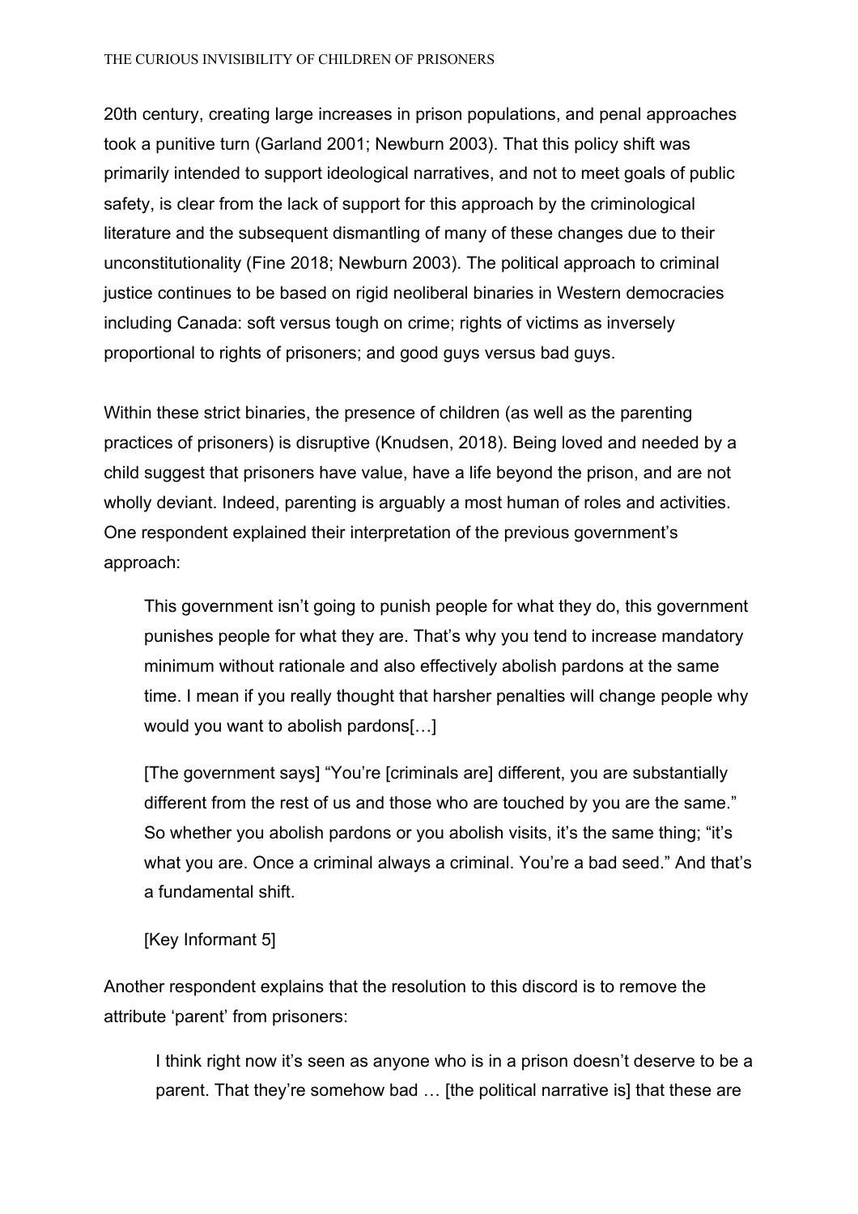20th century, creating large increases in prison populations, and penal approaches took a punitive turn (Garland 2001; Newburn 2003). That this policy shift was primarily intended to support ideological narratives, and not to meet goals of public safety, is clear from the lack of support for this approach by the criminological literature and the subsequent dismantling of many of these changes due to their unconstitutionality (Fine 2018; Newburn 2003). The political approach to criminal justice continues to be based on rigid neoliberal binaries in Western democracies including Canada: soft versus tough on crime; rights of victims as inversely proportional to rights of prisoners; and good guys versus bad guys.

Within these strict binaries, the presence of children (as well as the parenting practices of prisoners) is disruptive (Knudsen, 2018). Being loved and needed by a child suggest that prisoners have value, have a life beyond the prison, and are not wholly deviant. Indeed, parenting is arguably a most human of roles and activities. One respondent explained their interpretation of the previous government's approach:

> This government isn't going to punish people for what they do, this government punishes people for what they are. That's why you tend to increase mandatory minimum without rationale and also effectively abolish pardons at the same time. I mean if you really thought that harsher penalties will change people why would you want to abolish pardons[…]
>
> [The government says] "You're [criminals are] different, you are substantially different from the rest of us and those who are touched by you are the same." So whether you abolish pardons or you abolish visits, it's the same thing; "it's what you are. Once a criminal always a criminal. You're a bad seed." And that's a fundamental shift.
>
> [Key Informant 5]

Another respondent explains that the resolution to this discord is to remove the attribute 'parent' from prisoners:

> I think right now it's seen as anyone who is in a prison doesn't deserve to be a parent. That they're somehow bad … [the political narrative is] that these are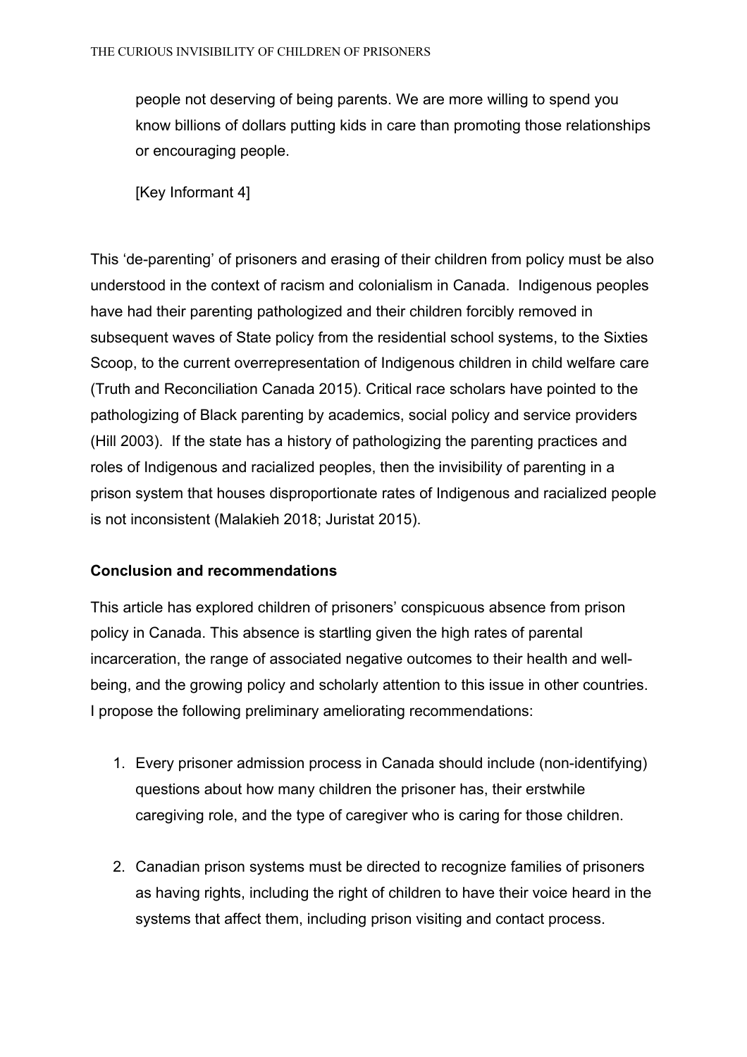> people not deserving of being parents. We are more willing to spend you know billions of dollars putting kids in care than promoting those relationships or encouraging people.
>
> [Key Informant 4]

This 'de-parenting' of prisoners and erasing of their children from policy must be also understood in the context of racism and colonialism in Canada. Indigenous peoples have had their parenting pathologized and their children forcibly removed in subsequent waves of State policy from the residential school systems, to the Sixties Scoop, to the current overrepresentation of Indigenous children in child welfare care (Truth and Reconciliation Canada 2015). Critical race scholars have pointed to the pathologizing of Black parenting by academics, social policy and service providers (Hill 2003). If the state has a history of pathologizing the parenting practices and roles of Indigenous and racialized peoples, then the invisibility of parenting in a prison system that houses disproportionate rates of Indigenous and racialized people is not inconsistent (Malakieh 2018; Juristat 2015).

**Conclusion and recommendations**

This article has explored children of prisoners' conspicuous absence from prison policy in Canada. This absence is startling given the high rates of parental incarceration, the range of associated negative outcomes to their health and well-being, and the growing policy and scholarly attention to this issue in other countries. I propose the following preliminary ameliorating recommendations:

1. Every prisoner admission process in Canada should include (non-identifying) questions about how many children the prisoner has, their erstwhile caregiving role, and the type of caregiver who is caring for those children.

2. Canadian prison systems must be directed to recognize families of prisoners as having rights, including the right of children to have their voice heard in the systems that affect them, including prison visiting and contact process.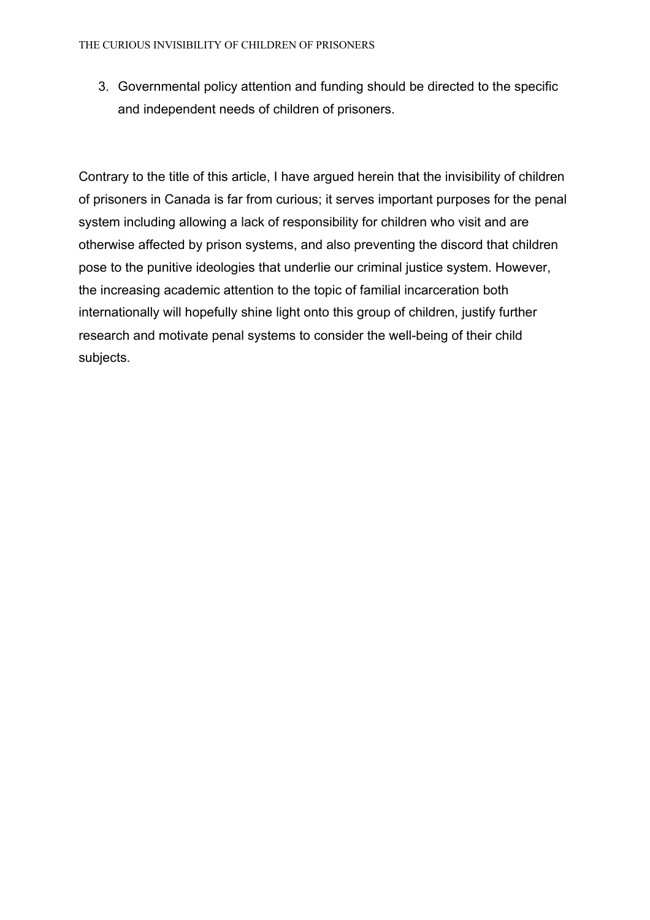3. Governmental policy attention and funding should be directed to the specific and independent needs of children of prisoners.

Contrary to the title of this article, I have argued herein that the invisibility of children of prisoners in Canada is far from curious; it serves important purposes for the penal system including allowing a lack of responsibility for children who visit and are otherwise affected by prison systems, and also preventing the discord that children pose to the punitive ideologies that underlie our criminal justice system. However, the increasing academic attention to the topic of familial incarceration both internationally will hopefully shine light onto this group of children, justify further research and motivate penal systems to consider the well-being of their child subjects.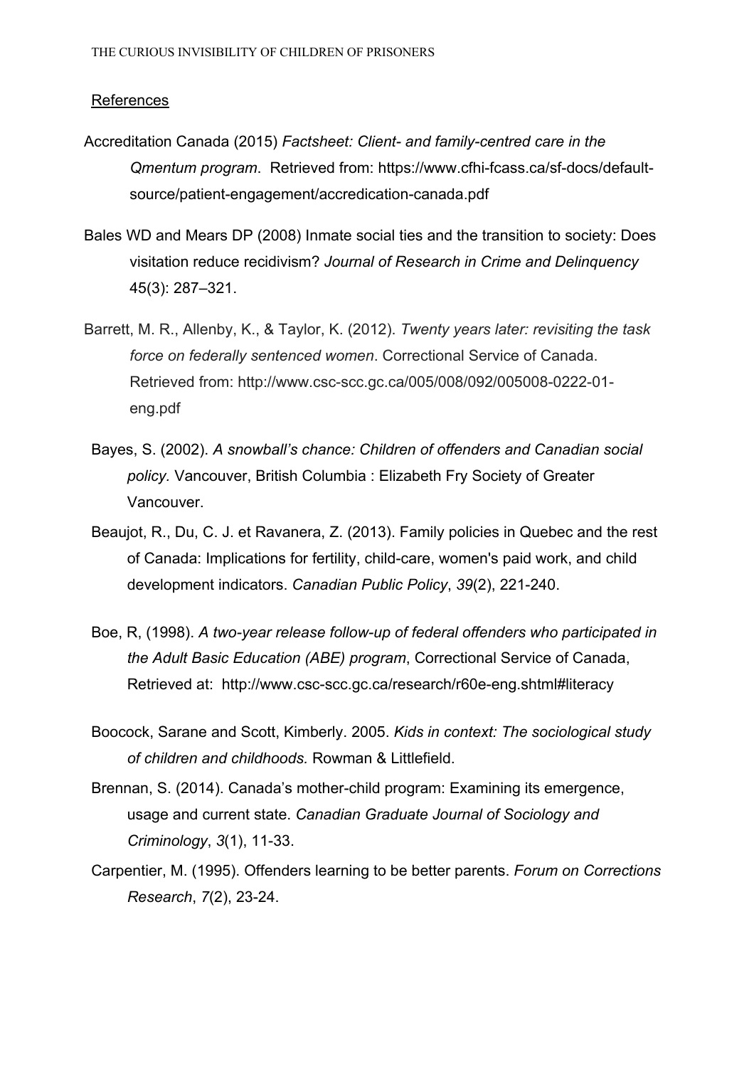References

Accreditation Canada (2015) *Factsheet: Client- and family-centred care in the Qmentum program*. Retrieved from: https://www.cfhi-fcass.ca/sf-docs/default-source/patient-engagement/accredication-canada.pdf

Bales WD and Mears DP (2008) Inmate social ties and the transition to society: Does visitation reduce recidivism? *Journal of Research in Crime and Delinquency* 45(3): 287–321.

Barrett, M. R., Allenby, K., & Taylor, K. (2012). *Twenty years later: revisiting the task force on federally sentenced women*. Correctional Service of Canada. Retrieved from: http://www.csc-scc.gc.ca/005/008/092/005008-0222-01-eng.pdf

Bayes, S. (2002). *A snowball's chance: Children of offenders and Canadian social policy*. Vancouver, British Columbia : Elizabeth Fry Society of Greater Vancouver.

Beaujot, R., Du, C. J. et Ravanera, Z. (2013). Family policies in Quebec and the rest of Canada: Implications for fertility, child-care, women's paid work, and child development indicators. *Canadian Public Policy*, *39*(2), 221-240.

Boe, R, (1998). *A two-year release follow-up of federal offenders who participated in the Adult Basic Education (ABE) program*, Correctional Service of Canada, Retrieved at: http://www.csc-scc.gc.ca/research/r60e-eng.shtml#literacy

Boocock, Sarane and Scott, Kimberly. 2005. *Kids in context: The sociological study of children and childhoods.* Rowman & Littlefield.

Brennan, S. (2014). Canada's mother-child program: Examining its emergence, usage and current state. *Canadian Graduate Journal of Sociology and Criminology*, *3*(1), 11-33.

Carpentier, M. (1995). Offenders learning to be better parents. *Forum on Corrections Research*, *7*(2), 23-24.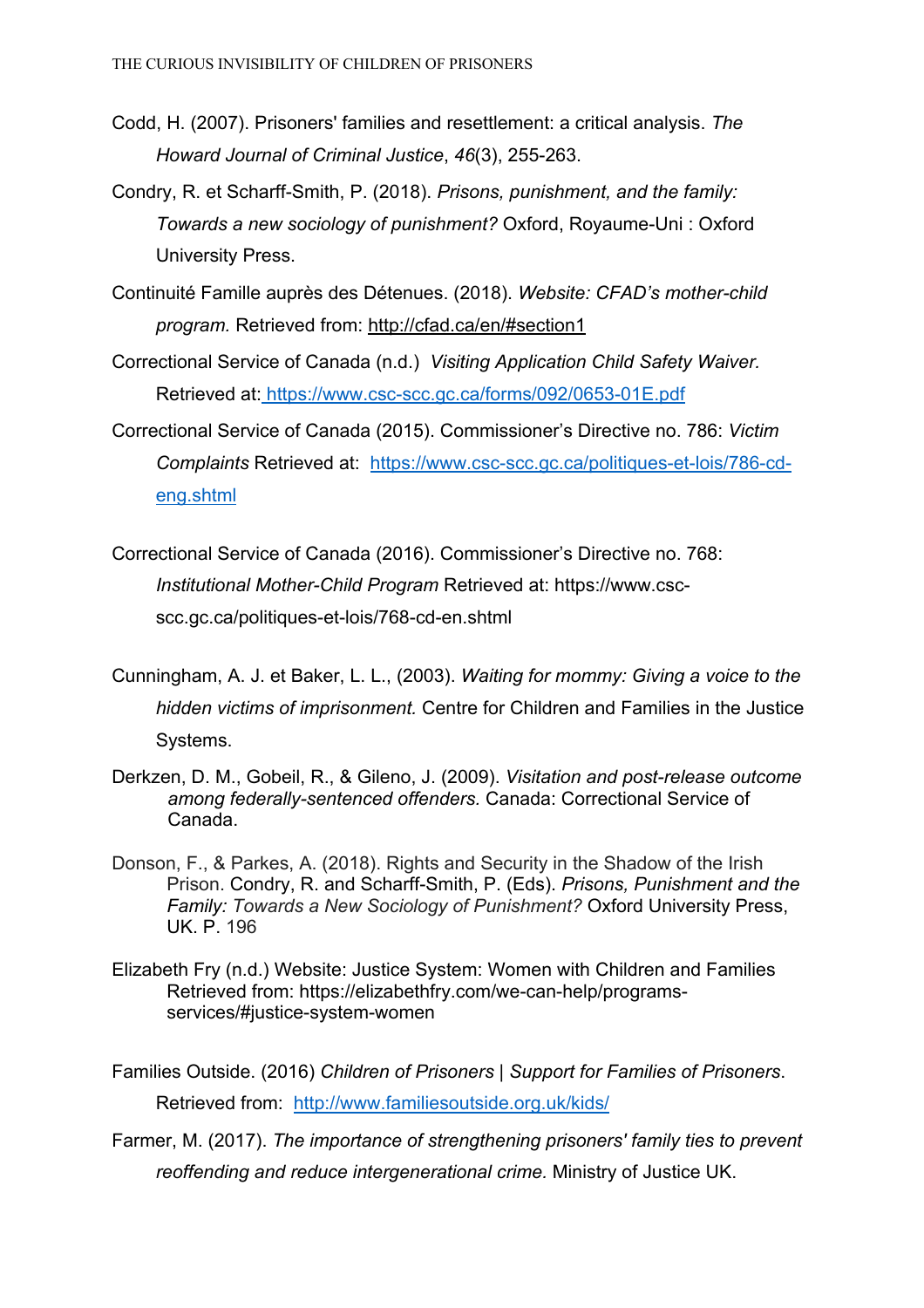Codd, H. (2007). Prisoners' families and resettlement: a critical analysis. *The Howard Journal of Criminal Justice*, *46*(3), 255-263.

Condry, R. et Scharff-Smith, P. (2018). *Prisons, punishment, and the family: Towards a new sociology of punishment?* Oxford, Royaume-Uni : Oxford University Press.

Continuité Famille auprès des Détenues. (2018). *Website: CFAD's mother-child program.* Retrieved from: http://cfad.ca/en/#section1

Correctional Service of Canada (n.d.) *Visiting Application Child Safety Waiver.* Retrieved at: https://www.csc-scc.gc.ca/forms/092/0653-01E.pdf

Correctional Service of Canada (2015). Commissioner's Directive no. 786: *Victim Complaints* Retrieved at: https://www.csc-scc.gc.ca/politiques-et-lois/786-cd-eng.shtml

Correctional Service of Canada (2016). Commissioner's Directive no. 768: *Institutional Mother-Child Program* Retrieved at: https://www.csc-scc.gc.ca/politiques-et-lois/768-cd-en.shtml

Cunningham, A. J. et Baker, L. L., (2003). *Waiting for mommy: Giving a voice to the hidden victims of imprisonment.* Centre for Children and Families in the Justice Systems.

Derkzen, D. M., Gobeil, R., & Gileno, J. (2009). *Visitation and post-release outcome among federally-sentenced offenders.* Canada: Correctional Service of Canada.

Donson, F., & Parkes, A. (2018). Rights and Security in the Shadow of the Irish Prison. Condry, R. and Scharff-Smith, P. (Eds). *Prisons, Punishment and the Family: Towards a New Sociology of Punishment?* Oxford University Press, UK. P. 196

Elizabeth Fry (n.d.) Website: Justice System: Women with Children and Families Retrieved from: https://elizabethfry.com/we-can-help/programs-services/#justice-system-women

Families Outside. (2016) *Children of Prisoners | Support for Families of Prisoners*. Retrieved from: http://www.familiesoutside.org.uk/kids/

Farmer, M. (2017). *The importance of strengthening prisoners' family ties to prevent reoffending and reduce intergenerational crime.* Ministry of Justice UK.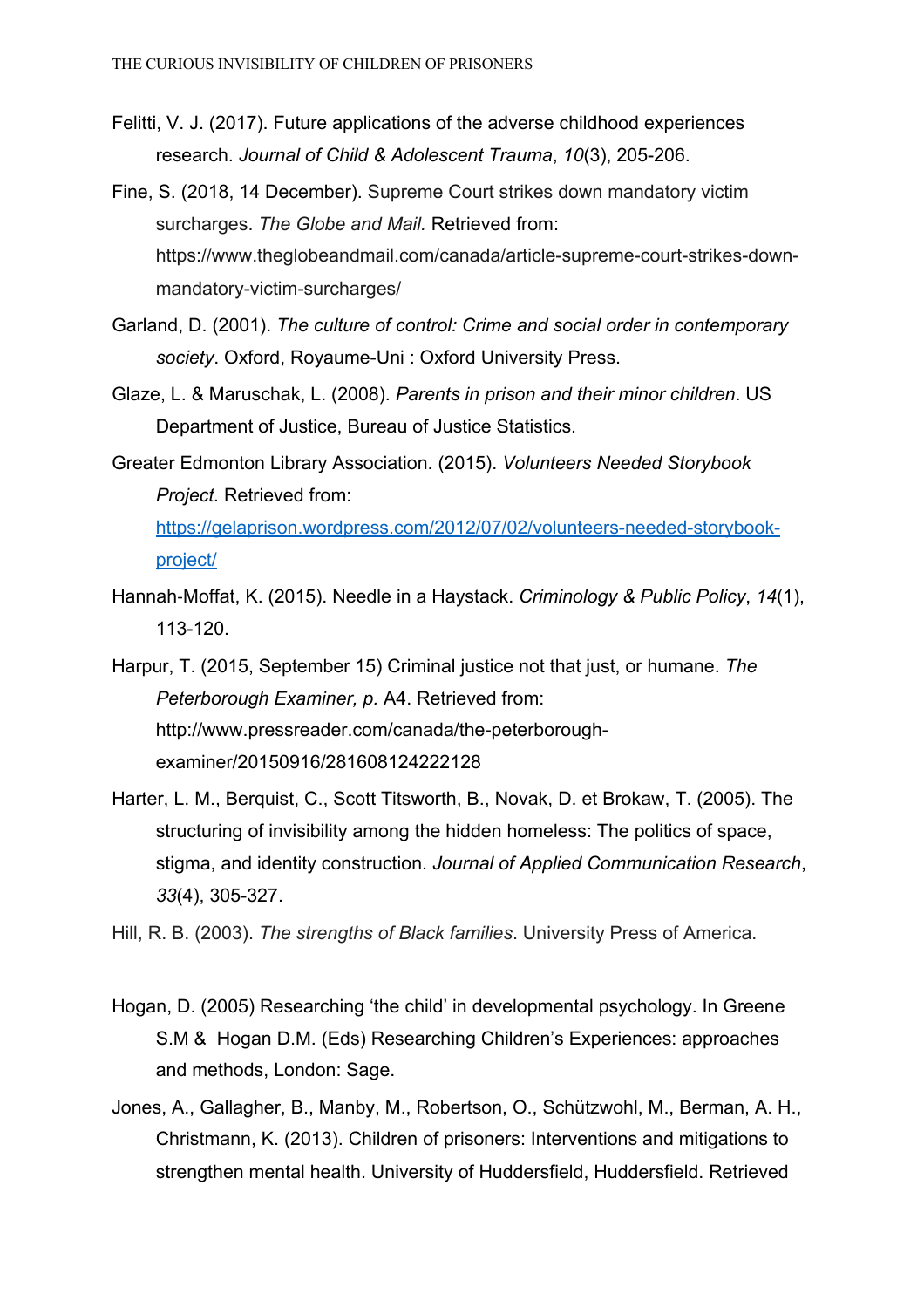Felitti, V. J. (2017). Future applications of the adverse childhood experiences research. *Journal of Child & Adolescent Trauma*, *10*(3), 205-206.

Fine, S. (2018, 14 December). Supreme Court strikes down mandatory victim surcharges. *The Globe and Mail.* Retrieved from: https://www.theglobeandmail.com/canada/article-supreme-court-strikes-down-mandatory-victim-surcharges/

Garland, D. (2001). *The culture of control: Crime and social order in contemporary society*. Oxford, Royaume-Uni : Oxford University Press.

Glaze, L. & Maruschak, L. (2008). *Parents in prison and their minor children*. US Department of Justice, Bureau of Justice Statistics.

Greater Edmonton Library Association. (2015). *Volunteers Needed Storybook Project.* Retrieved from: https://gelaprison.wordpress.com/2012/07/02/volunteers-needed-storybook-project/

Hannah-Moffat, K. (2015). Needle in a Haystack. *Criminology & Public Policy*, *14*(1), 113-120.

Harpur, T. (2015, September 15) Criminal justice not that just, or humane. *The Peterborough Examiner, p.* A4. Retrieved from: http://www.pressreader.com/canada/the-peterborough-examiner/20150916/281608124222128

Harter, L. M., Berquist, C., Scott Titsworth, B., Novak, D. et Brokaw, T. (2005). The structuring of invisibility among the hidden homeless: The politics of space, stigma, and identity construction. *Journal of Applied Communication Research*, *33*(4), 305-327.

Hill, R. B. (2003). *The strengths of Black families*. University Press of America.

Hogan, D. (2005) Researching 'the child' in developmental psychology. In Greene S.M & Hogan D.M. (Eds) Researching Children's Experiences: approaches and methods, London: Sage.

Jones, A., Gallagher, B., Manby, M., Robertson, O., Schützwohl, M., Berman, A. H., Christmann, K. (2013). Children of prisoners: Interventions and mitigations to strengthen mental health. University of Huddersfield, Huddersfield. Retrieved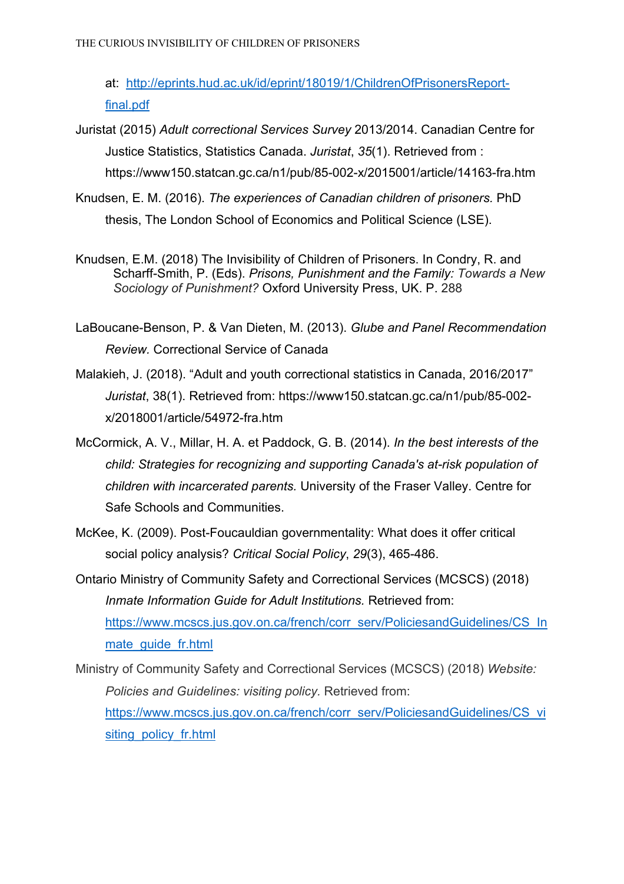at: [http://eprints.hud.ac.uk/id/eprint/18019/1/ChildrenOfPrisonersReport-final.pdf](http://eprints.hud.ac.uk/id/eprint/18019/1/ChildrenOfPrisonersReport-final.pdf)

Juristat (2015) *Adult correctional Services Survey* 2013/2014. Canadian Centre for Justice Statistics, Statistics Canada. *Juristat*, *35*(1). Retrieved from : https://www150.statcan.gc.ca/n1/pub/85-002-x/2015001/article/14163-fra.htm

Knudsen, E. M. (2016). *The experiences of Canadian children of prisoners.* PhD thesis, The London School of Economics and Political Science (LSE).

Knudsen, E.M. (2018) The Invisibility of Children of Prisoners. In Condry, R. and Scharff-Smith, P. (Eds). *Prisons, Punishment and the Family: Towards a New Sociology of Punishment?* Oxford University Press, UK. P. 288

LaBoucane-Benson, P. & Van Dieten, M. (2013). *Glube and Panel Recommendation Review.* Correctional Service of Canada

Malakieh, J. (2018). "Adult and youth correctional statistics in Canada, 2016/2017" *Juristat*, 38(1). Retrieved from: https://www150.statcan.gc.ca/n1/pub/85-002-x/2018001/article/54972-fra.htm

McCormick, A. V., Millar, H. A. et Paddock, G. B. (2014). *In the best interests of the child: Strategies for recognizing and supporting Canada's at-risk population of children with incarcerated parents.* University of the Fraser Valley. Centre for Safe Schools and Communities.

McKee, K. (2009). Post-Foucauldian governmentality: What does it offer critical social policy analysis? *Critical Social Policy*, *29*(3), 465-486.

Ontario Ministry of Community Safety and Correctional Services (MCSCS) (2018) *Inmate Information Guide for Adult Institutions.* Retrieved from: [https://www.mcscs.jus.gov.on.ca/french/corr_serv/PoliciesandGuidelines/CS_Inmate_guide_fr.html](https://www.mcscs.jus.gov.on.ca/french/corr_serv/PoliciesandGuidelines/CS_Inmate_guide_fr.html)

Ministry of Community Safety and Correctional Services (MCSCS) (2018) *Website: Policies and Guidelines: visiting policy.* Retrieved from: [https://www.mcscs.jus.gov.on.ca/french/corr_serv/PoliciesandGuidelines/CS_visiting_policy_fr.html](https://www.mcscs.jus.gov.on.ca/french/corr_serv/PoliciesandGuidelines/CS_visiting_policy_fr.html)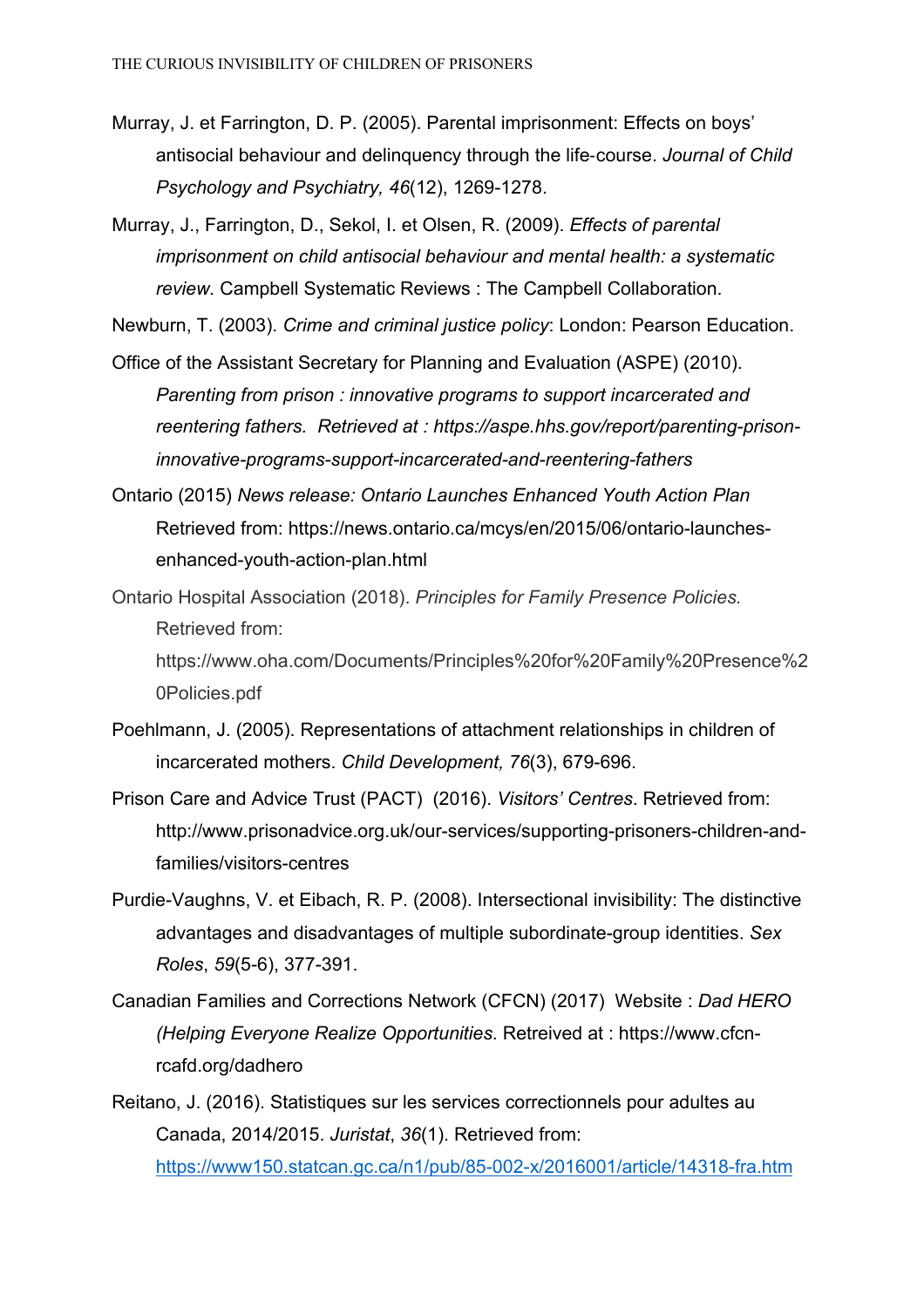Murray, J. et Farrington, D. P. (2005). Parental imprisonment: Effects on boys' antisocial behaviour and delinquency through the life‐course. *Journal of Child Psychology and Psychiatry, 46*(12), 1269-1278.

Murray, J., Farrington, D., Sekol, I. et Olsen, R. (2009). *Effects of parental imprisonment on child antisocial behaviour and mental health: a systematic review*. Campbell Systematic Reviews : The Campbell Collaboration.

Newburn, T. (2003). *Crime and criminal justice policy*: London: Pearson Education.

Office of the Assistant Secretary for Planning and Evaluation (ASPE) (2010). *Parenting from prison : innovative programs to support incarcerated and reentering fathers. Retrieved at : https://aspe.hhs.gov/report/parenting-prison-innovative-programs-support-incarcerated-and-reentering-fathers*

Ontario (2015) *News release: Ontario Launches Enhanced Youth Action Plan* Retrieved from: https://news.ontario.ca/mcys/en/2015/06/ontario-launches-enhanced-youth-action-plan.html

Ontario Hospital Association (2018). *Principles for Family Presence Policies.* Retrieved from: https://www.oha.com/Documents/Principles%20for%20Family%20Presence%20Policies.pdf

Poehlmann, J. (2005). Representations of attachment relationships in children of incarcerated mothers. *Child Development, 76*(3), 679-696.

Prison Care and Advice Trust (PACT) (2016). *Visitors' Centres*. Retrieved from: http://www.prisonadvice.org.uk/our-services/supporting-prisoners-children-and-families/visitors-centres

Purdie-Vaughns, V. et Eibach, R. P. (2008). Intersectional invisibility: The distinctive advantages and disadvantages of multiple subordinate-group identities. *Sex Roles*, *59*(5-6), 377-391.

Canadian Families and Corrections Network (CFCN) (2017) Website : *Dad HERO (Helping Everyone Realize Opportunities*. Retreived at : https://www.cfcn-rcafd.org/dadhero

Reitano, J. (2016). Statistiques sur les services correctionnels pour adultes au Canada, 2014/2015. *Juristat*, *36*(1). Retrieved from: https://www150.statcan.gc.ca/n1/pub/85-002-x/2016001/article/14318-fra.htm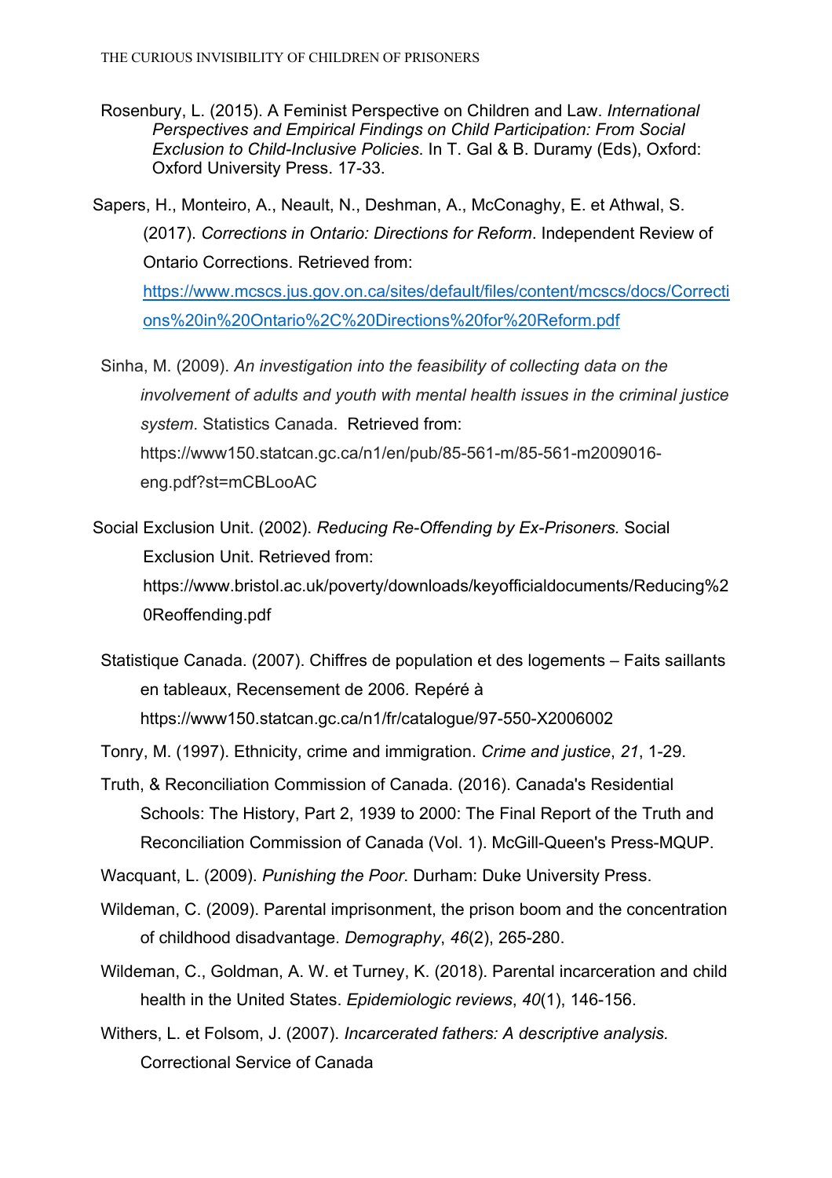Rosenbury, L. (2015). A Feminist Perspective on Children and Law. *International Perspectives and Empirical Findings on Child Participation: From Social Exclusion to Child-Inclusive Policies*. In T. Gal & B. Duramy (Eds), Oxford: Oxford University Press. 17-33.

Sapers, H., Monteiro, A., Neault, N., Deshman, A., McConaghy, E. et Athwal, S. (2017). *Corrections in Ontario: Directions for Reform*. Independent Review of Ontario Corrections. Retrieved from: https://www.mcscs.jus.gov.on.ca/sites/default/files/content/mcscs/docs/Corrections%20in%20Ontario%2C%20Directions%20for%20Reform.pdf

Sinha, M. (2009). *An investigation into the feasibility of collecting data on the involvement of adults and youth with mental health issues in the criminal justice system*. Statistics Canada. Retrieved from: https://www150.statcan.gc.ca/n1/en/pub/85-561-m/85-561-m2009016-eng.pdf?st=mCBLooAC

Social Exclusion Unit. (2002). *Reducing Re-Offending by Ex-Prisoners.* Social Exclusion Unit. Retrieved from: https://www.bristol.ac.uk/poverty/downloads/keyofficialdocuments/Reducing%20Reoffending.pdf

Statistique Canada. (2007). Chiffres de population et des logements – Faits saillants en tableaux, Recensement de 2006*.* Repéré à https://www150.statcan.gc.ca/n1/fr/catalogue/97-550-X2006002

Tonry, M. (1997). Ethnicity, crime and immigration. *Crime and justice*, *21*, 1-29.

Truth, & Reconciliation Commission of Canada. (2016). Canada's Residential Schools: The History, Part 2, 1939 to 2000: The Final Report of the Truth and Reconciliation Commission of Canada (Vol. 1). McGill-Queen's Press-MQUP.

Wacquant, L. (2009). *Punishing the Poor*. Durham: Duke University Press.

Wildeman, C. (2009). Parental imprisonment, the prison boom and the concentration of childhood disadvantage. *Demography*, *46*(2), 265-280.

Wildeman, C., Goldman, A. W. et Turney, K. (2018). Parental incarceration and child health in the United States. *Epidemiologic reviews*, *40*(1), 146-156.

Withers, L. et Folsom, J. (2007). *Incarcerated fathers: A descriptive analysis.* Correctional Service of Canada